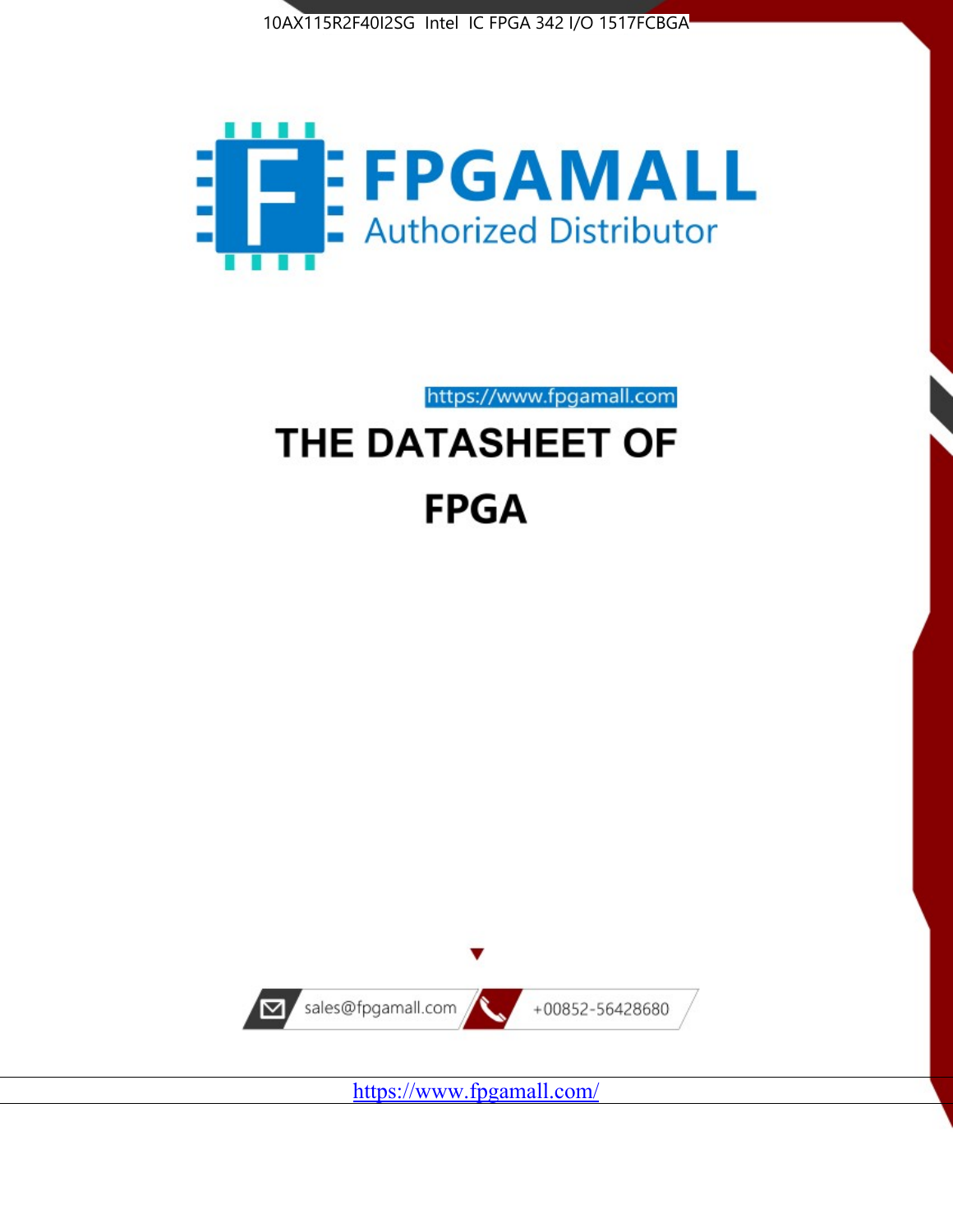10AX115R2F40I2SG Intel IC FPGA 342 I/O 1517FCBGA

FPGAMALL

Authorized Distributor

https://www.fpgamall.com

# THE DATASHEET OF

# FPGA

sales@fpgamall.com

+00852-56428680

https://www.fpgamall.com/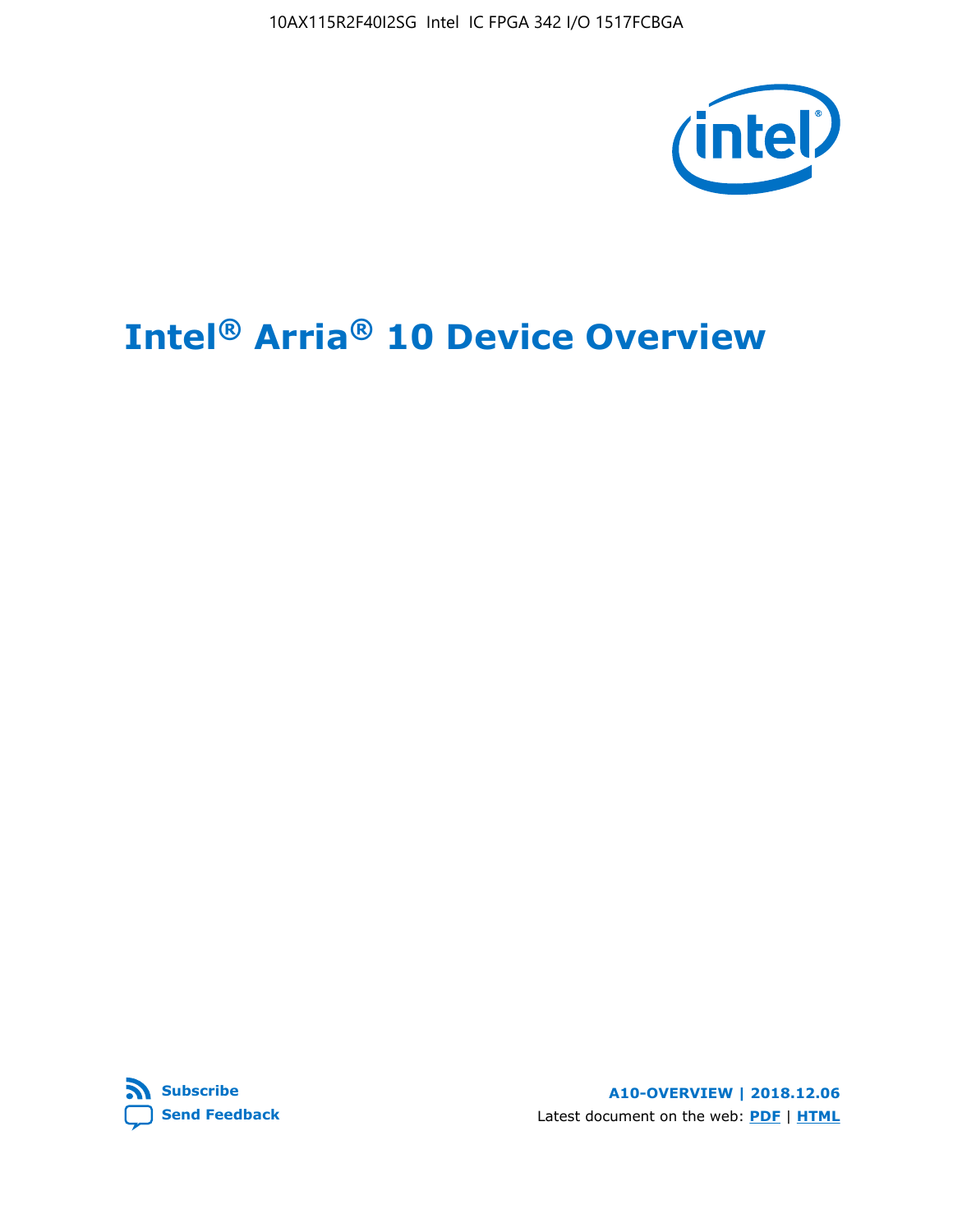# Intel® Arria® 10 Device Overview

**Subscribe**

**Send Feedback**

**A10-OVERVIEW | 2018.12.06**

Latest document on the web: **PDF** | **HTML**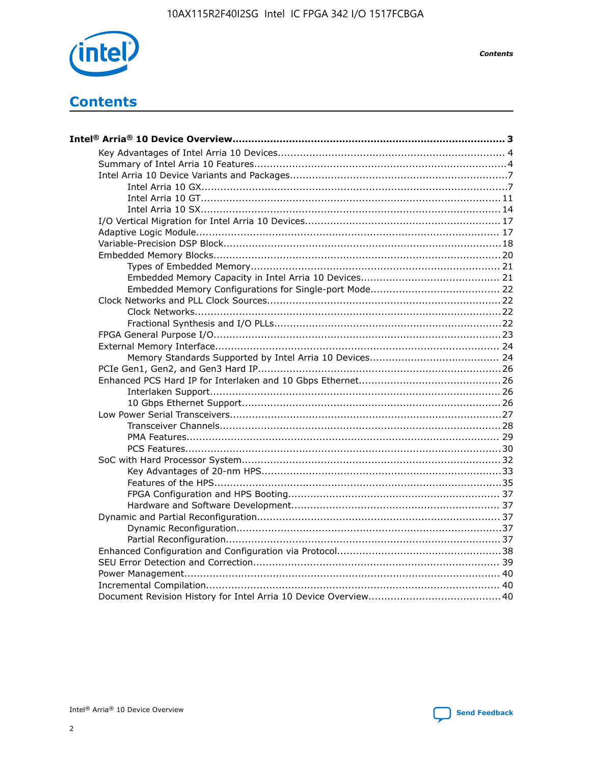# Contents

**Intel® Arria® 10 Device Overview...................................................................................... 3**

- Key Advantages of Intel Arria 10 Devices........................................................................ 4
- Summary of Intel Arria 10 Features................................................................................4
- Intel Arria 10 Device Variants and Packages.....................................................................7
    - Intel Arria 10 GX................................................................................................7
    - Intel Arria 10 GT.............................................................................................. 11
    - Intel Arria 10 SX.............................................................................................. 14
- I/O Vertical Migration for Intel Arria 10 Devices.............................................................. 17
- Adaptive Logic Module................................................................................................ 17
- Variable-Precision DSP Block........................................................................................18
- Embedded Memory Blocks........................................................................................... 20
    - Types of Embedded Memory............................................................................... 21
    - Embedded Memory Capacity in Intel Arria 10 Devices............................................ 21
    - Embedded Memory Configurations for Single-port Mode.......................................... 22
- Clock Networks and PLL Clock Sources.......................................................................... 22
    - Clock Networks.................................................................................................22
    - Fractional Synthesis and I/O PLLs........................................................................22
- FPGA General Purpose I/O...........................................................................................23
- External Memory Interface...........................................................................................24
    - Memory Standards Supported by Intel Arria 10 Devices.......................................... 24
- PCIe Gen1, Gen2, and Gen3 Hard IP.............................................................................26
- Enhanced PCS Hard IP for Interlaken and 10 Gbps Ethernet..............................................26
    - Interlaken Support............................................................................................ 26
    - 10 Gbps Ethernet Support.................................................................................. 26
- Low Power Serial Transceivers......................................................................................27
    - Transceiver Channels.........................................................................................28
    - PMA Features................................................................................................... 29
    - PCS Features....................................................................................................30
- SoC with Hard Processor System..................................................................................32
    - Key Advantages of 20-nm HPS............................................................................33
    - Features of the HPS...........................................................................................35
    - FPGA Configuration and HPS Booting................................................................... 37
    - Hardware and Software Development.................................................................. 37
- Dynamic and Partial Reconfiguration.............................................................................37
    - Dynamic Reconfiguration....................................................................................37
    - Partial Reconfiguration.......................................................................................37
- Enhanced Configuration and Configuration via Protocol....................................................38
- SEU Error Detection and Correction.............................................................................. 39
- Power Management................................................................................................... 40
- Incremental Compilation............................................................................................. 40
- Document Revision History for Intel Arria 10 Device Overview..........................................40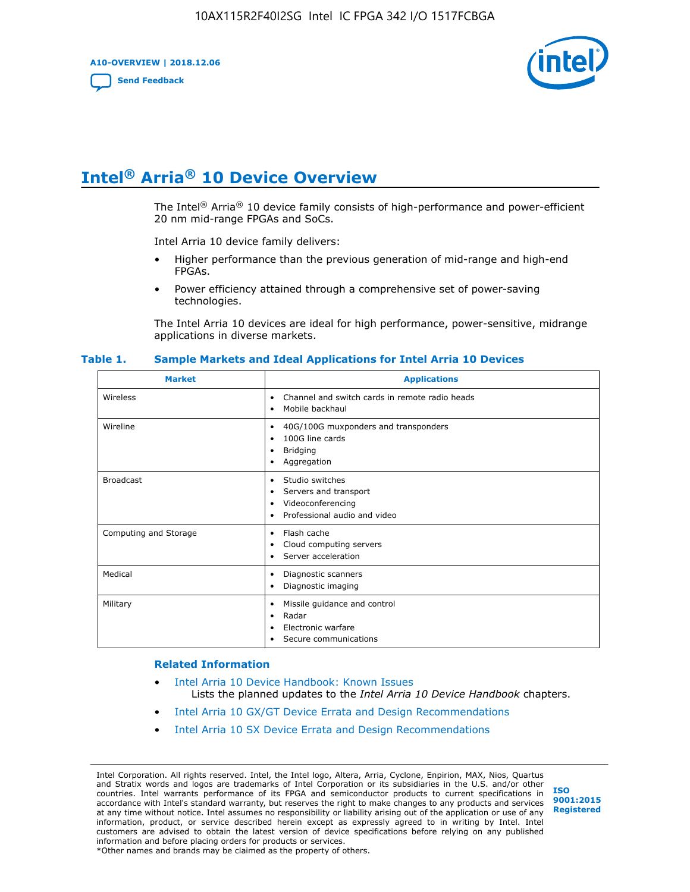# Intel® Arria® 10 Device Overview

The Intel® Arria® 10 device family consists of high-performance and power-efficient 20 nm mid-range FPGAs and SoCs.

Intel Arria 10 device family delivers:

- Higher performance than the previous generation of mid-range and high-end FPGAs.
- Power efficiency attained through a comprehensive set of power-saving technologies.

The Intel Arria 10 devices are ideal for high performance, power-sensitive, midrange applications in diverse markets.

**Table 1. Sample Markets and Ideal Applications for Intel Arria 10 Devices**

| Market | Applications |
|---|---|
| Wireless | • Channel and switch cards in remote radio heads<br>• Mobile backhaul |
| Wireline | • 40G/100G muxponders and transponders<br>• 100G line cards<br>• Bridging<br>• Aggregation |
| Broadcast | • Studio switches<br>• Servers and transport<br>• Videoconferencing<br>• Professional audio and video |
| Computing and Storage | • Flash cache<br>• Cloud computing servers<br>• Server acceleration |
| Medical | • Diagnostic scanners<br>• Diagnostic imaging |
| Military | • Missile guidance and control<br>• Radar<br>• Electronic warfare<br>• Secure communications |

## Related Information

- Intel Arria 10 Device Handbook: Known Issues
  Lists the planned updates to the *Intel Arria 10 Device Handbook* chapters.
- Intel Arria 10 GX/GT Device Errata and Design Recommendations
- Intel Arria 10 SX Device Errata and Design Recommendations

Intel Corporation. All rights reserved. Intel, the Intel logo, Altera, Arria, Cyclone, Enpirion, MAX, Nios, Quartus and Stratix words and logos are trademarks of Intel Corporation or its subsidiaries in the U.S. and/or other countries. Intel warrants performance of its FPGA and semiconductor products to current specifications in accordance with Intel's standard warranty, but reserves the right to make changes to any products and services at any time without notice. Intel assumes no responsibility or liability arising out of the application or use of any information, product, or service described herein except as expressly agreed to in writing by Intel. Intel customers are advised to obtain the latest version of device specifications before relying on any published information and before placing orders for products or services.
*Other names and brands may be claimed as the property of others.

ISO 9001:2015 Registered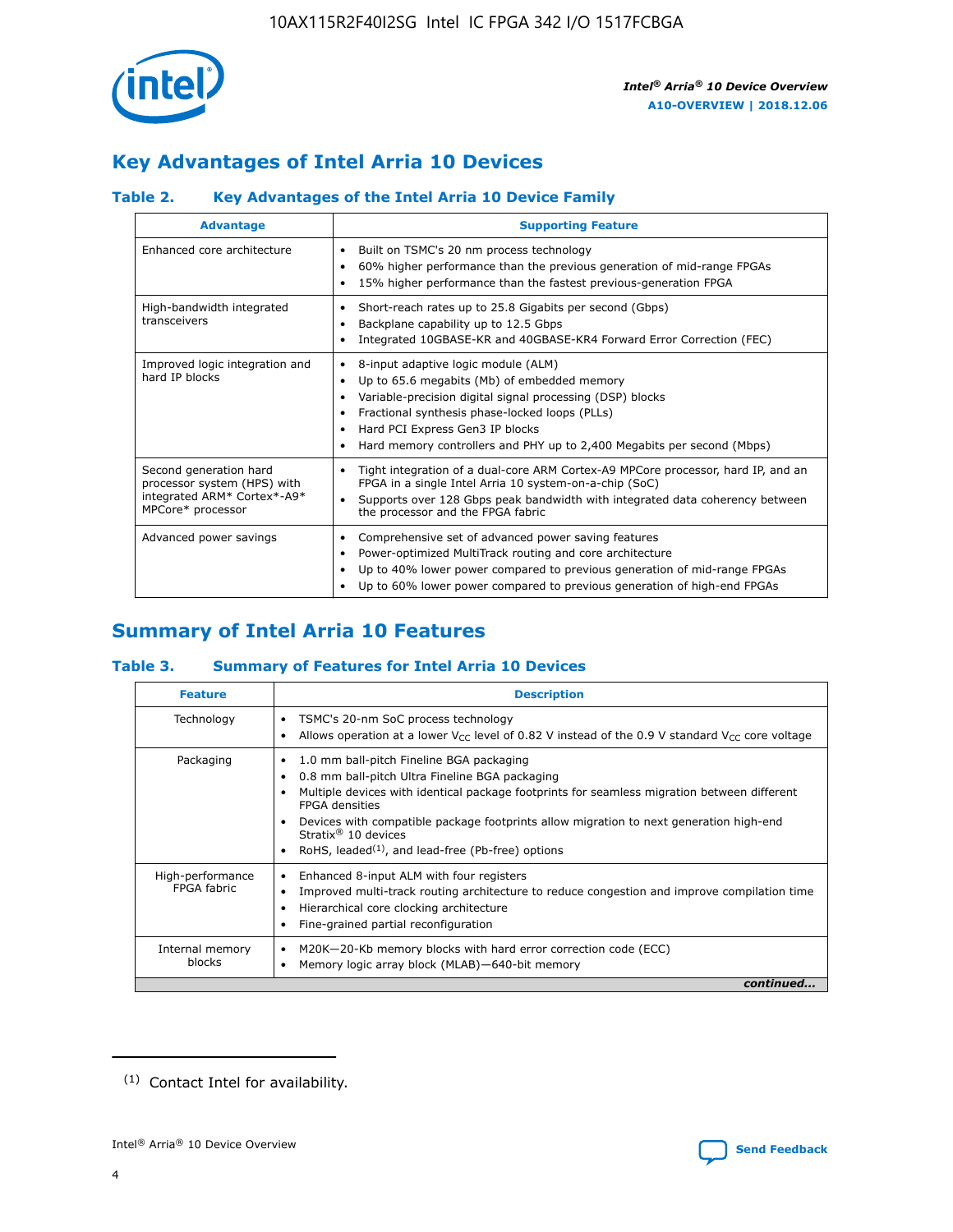# Key Advantages of Intel Arria 10 Devices

### Table 2. Key Advantages of the Intel Arria 10 Device Family

| Advantage | Supporting Feature |
|---|---|
| Enhanced core architecture | • Built on TSMC's 20 nm process technology<br>• 60% higher performance than the previous generation of mid-range FPGAs<br>• 15% higher performance than the fastest previous-generation FPGA |
| High-bandwidth integrated transceivers | • Short-reach rates up to 25.8 Gigabits per second (Gbps)<br>• Backplane capability up to 12.5 Gbps<br>• Integrated 10GBASE-KR and 40GBASE-KR4 Forward Error Correction (FEC) |
| Improved logic integration and hard IP blocks | • 8-input adaptive logic module (ALM)<br>• Up to 65.6 megabits (Mb) of embedded memory<br>• Variable-precision digital signal processing (DSP) blocks<br>• Fractional synthesis phase-locked loops (PLLs)<br>• Hard PCI Express Gen3 IP blocks<br>• Hard memory controllers and PHY up to 2,400 Megabits per second (Mbps) |
| Second generation hard processor system (HPS) with integrated ARM* Cortex*-A9* MPCore* processor | • Tight integration of a dual-core ARM Cortex-A9 MPCore processor, hard IP, and an FPGA in a single Intel Arria 10 system-on-a-chip (SoC)<br>• Supports over 128 Gbps peak bandwidth with integrated data coherency between the processor and the FPGA fabric |
| Advanced power savings | • Comprehensive set of advanced power saving features<br>• Power-optimized MultiTrack routing and core architecture<br>• Up to 40% lower power compared to previous generation of mid-range FPGAs<br>• Up to 60% lower power compared to previous generation of high-end FPGAs |

# Summary of Intel Arria 10 Features

### Table 3. Summary of Features for Intel Arria 10 Devices

| Feature | Description |
|---|---|
| Technology | • TSMC's 20-nm SoC process technology<br>• Allows operation at a lower $V_{CC}$ level of 0.82 V instead of the 0.9 V standard $V_{CC}$ core voltage |
| Packaging | • 1.0 mm ball-pitch Fineline BGA packaging<br>• 0.8 mm ball-pitch Ultra Fineline BGA packaging<br>• Multiple devices with identical package footprints for seamless migration between different FPGA densities<br>• Devices with compatible package footprints allow migration to next generation high-end Stratix® 10 devices<br>• RoHS, leaded[(1)], and lead-free (Pb-free) options |
| High-performance FPGA fabric | • Enhanced 8-input ALM with four registers<br>• Improved multi-track routing architecture to reduce congestion and improve compilation time<br>• Hierarchical core clocking architecture<br>• Fine-grained partial reconfiguration |
| Internal memory blocks | • M20K—20-Kb memory blocks with hard error correction code (ECC)<br>• Memory logic array block (MLAB)—640-bit memory |

*continued...*

(1) Contact Intel for availability.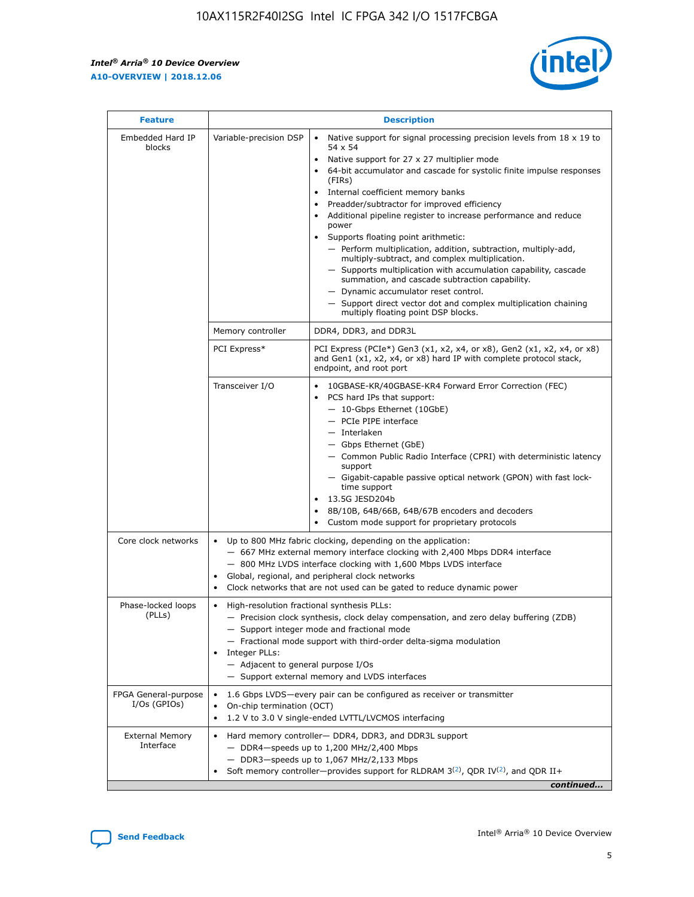| Feature | Description | |
|---|---|---|
| Embedded Hard IP blocks | Variable-precision DSP | • Native support for signal processing precision levels from 18 x 19 to 54 x 54<br>• Native support for 27 x 27 multiplier mode<br>• 64-bit accumulator and cascade for systolic finite impulse responses (FIRs)<br>• Internal coefficient memory banks<br>• Preadder/subtractor for improved efficiency<br>• Additional pipeline register to increase performance and reduce power<br>• Supports floating point arithmetic:<br>— Perform multiplication, addition, subtraction, multiply-add, multiply-subtract, and complex multiplication.<br>— Supports multiplication with accumulation capability, cascade summation, and cascade subtraction capability.<br>— Dynamic accumulator reset control.<br>— Support direct vector dot and complex multiplication chaining multiply floating point DSP blocks. |
| | Memory controller | DDR4, DDR3, and DDR3L |
| | PCI Express* | PCI Express (PCIe*) Gen3 (x1, x2, x4, or x8), Gen2 (x1, x2, x4, or x8) and Gen1 (x1, x2, x4, or x8) hard IP with complete protocol stack, endpoint, and root port |
| | Transceiver I/O | • 10GBASE-KR/40GBASE-KR4 Forward Error Correction (FEC)<br>• PCS hard IPs that support:<br>— 10-Gbps Ethernet (10GbE)<br>— PCIe PIPE interface<br>— Interlaken<br>— Gbps Ethernet (GbE)<br>— Common Public Radio Interface (CPRI) with deterministic latency support<br>— Gigabit-capable passive optical network (GPON) with fast lock-time support<br>• 13.5G JESD204b<br>• 8B/10B, 64B/66B, 64B/67B encoders and decoders<br>• Custom mode support for proprietary protocols |
| Core clock networks | • Up to 800 MHz fabric clocking, depending on the application:<br>— 667 MHz external memory interface clocking with 2,400 Mbps DDR4 interface<br>— 800 MHz LVDS interface clocking with 1,600 Mbps LVDS interface<br>• Global, regional, and peripheral clock networks<br>• Clock networks that are not used can be gated to reduce dynamic power | |
| Phase-locked loops (PLLs) | • High-resolution fractional synthesis PLLs:<br>— Precision clock synthesis, clock delay compensation, and zero delay buffering (ZDB)<br>— Support integer mode and fractional mode<br>— Fractional mode support with third-order delta-sigma modulation<br>• Integer PLLs:<br>— Adjacent to general purpose I/Os<br>— Support external memory and LVDS interfaces | |
| FPGA General-purpose I/Os (GPIOs) | • 1.6 Gbps LVDS—every pair can be configured as receiver or transmitter<br>• On-chip termination (OCT)<br>• 1.2 V to 3.0 V single-ended LVTTL/LVCMOS interfacing | |
| External Memory Interface | • Hard memory controller— DDR4, DDR3, and DDR3L support<br>— DDR4—speeds up to 1,200 MHz/2,400 Mbps<br>— DDR3—speeds up to 1,067 MHz/2,133 Mbps<br>• Soft memory controller—provides support for RLDRAM 3[(2)], QDR IV[(2)], and QDR II+ | |

*continued...*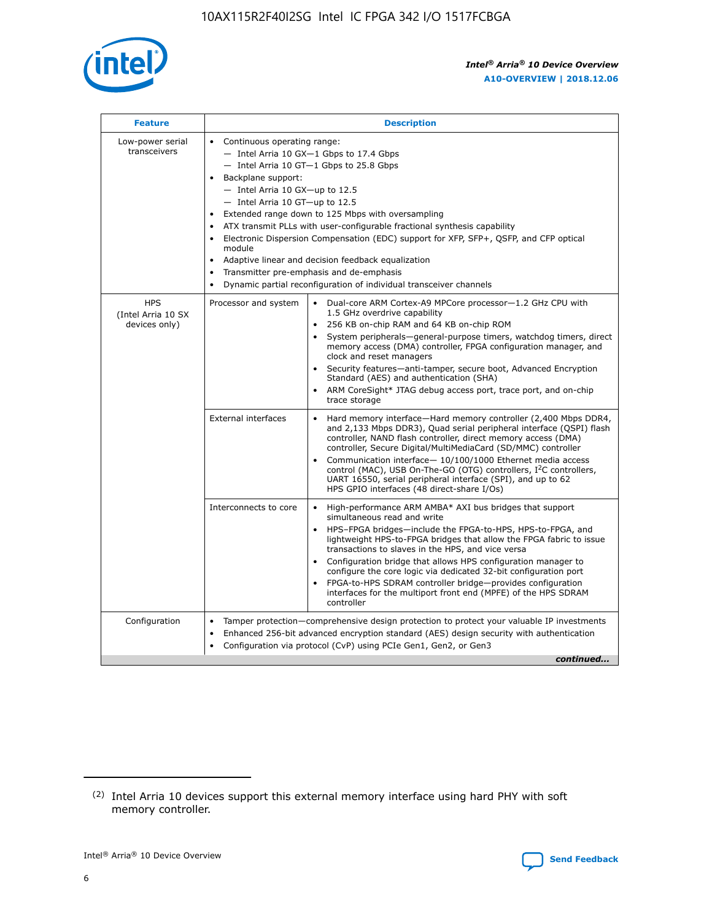| Feature | Description | |
|---|---|---|
| Low-power serial transceivers | • Continuous operating range:<br>— Intel Arria 10 GX—1 Gbps to 17.4 Gbps<br>— Intel Arria 10 GT—1 Gbps to 25.8 Gbps<br>• Backplane support:<br>— Intel Arria 10 GX—up to 12.5<br>— Intel Arria 10 GT—up to 12.5<br>• Extended range down to 125 Mbps with oversampling<br>• ATX transmit PLLs with user-configurable fractional synthesis capability<br>• Electronic Dispersion Compensation (EDC) support for XFP, SFP+, QSFP, and CFP optical module<br>• Adaptive linear and decision feedback equalization<br>• Transmitter pre-emphasis and de-emphasis<br>• Dynamic partial reconfiguration of individual transceiver channels | |
| HPS (Intel Arria 10 SX devices only) | Processor and system | • Dual-core ARM Cortex-A9 MPCore processor—1.2 GHz CPU with 1.5 GHz overdrive capability<br>• 256 KB on-chip RAM and 64 KB on-chip ROM<br>• System peripherals—general-purpose timers, watchdog timers, direct memory access (DMA) controller, FPGA configuration manager, and clock and reset managers<br>• Security features—anti-tamper, secure boot, Advanced Encryption Standard (AES) and authentication (SHA)<br>• ARM CoreSight* JTAG debug access port, trace port, and on-chip trace storage |
| | External interfaces | • Hard memory interface—Hard memory controller (2,400 Mbps DDR4, and 2,133 Mbps DDR3), Quad serial peripheral interface (QSPI) flash controller, NAND flash controller, direct memory access (DMA) controller, Secure Digital/MultiMediaCard (SD/MMC) controller<br>• Communication interface— 10/100/1000 Ethernet media access control (MAC), USB On-The-GO (OTG) controllers, I²C controllers, UART 16550, serial peripheral interface (SPI), and up to 62 HPS GPIO interfaces (48 direct-share I/Os) |
| | Interconnects to core | • High-performance ARM AMBA* AXI bus bridges that support simultaneous read and write<br>• HPS–FPGA bridges—include the FPGA-to-HPS, HPS-to-FPGA, and lightweight HPS-to-FPGA bridges that allow the FPGA fabric to issue transactions to slaves in the HPS, and vice versa<br>• Configuration bridge that allows HPS configuration manager to configure the core logic via dedicated 32-bit configuration port<br>• FPGA-to-HPS SDRAM controller bridge—provides configuration interfaces for the multiport front end (MPFE) of the HPS SDRAM controller |
| Configuration | • Tamper protection—comprehensive design protection to protect your valuable IP investments<br>• Enhanced 256-bit advanced encryption standard (AES) design security with authentication<br>• Configuration via protocol (CvP) using PCIe Gen1, Gen2, or Gen3 | |

*continued...*

(2) Intel Arria 10 devices support this external memory interface using hard PHY with soft memory controller.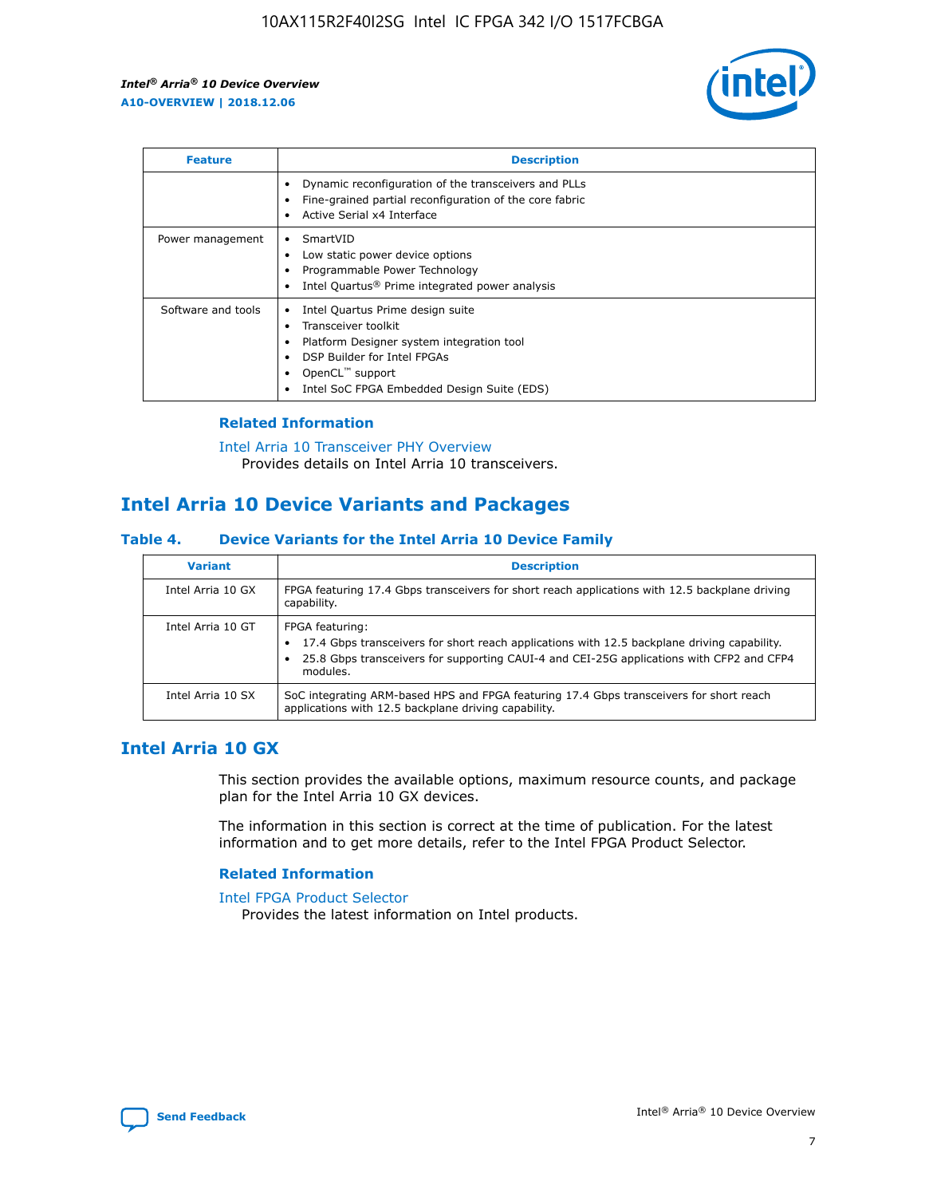| Feature | Description |
| --- | --- |
| | • Dynamic reconfiguration of the transceivers and PLLs<br>• Fine-grained partial reconfiguration of the core fabric<br>• Active Serial x4 Interface |
| Power management | • SmartVID<br>• Low static power device options<br>• Programmable Power Technology<br>• Intel Quartus® Prime integrated power analysis |
| Software and tools | • Intel Quartus Prime design suite<br>• Transceiver toolkit<br>• Platform Designer system integration tool<br>• DSP Builder for Intel FPGAs<br>• OpenCL™ support<br>• Intel SoC FPGA Embedded Design Suite (EDS) |

### Related Information

Intel Arria 10 Transceiver PHY Overview
Provides details on Intel Arria 10 transceivers.

## Intel Arria 10 Device Variants and Packages

### Table 4. Device Variants for the Intel Arria 10 Device Family

| Variant | Description |
| --- | --- |
| Intel Arria 10 GX | FPGA featuring 17.4 Gbps transceivers for short reach applications with 12.5 backplane driving capability. |
| Intel Arria 10 GT | FPGA featuring:<br>• 17.4 Gbps transceivers for short reach applications with 12.5 backplane driving capability.<br>• 25.8 Gbps transceivers for supporting CAUI-4 and CEI-25G applications with CFP2 and CFP4 modules. |
| Intel Arria 10 SX | SoC integrating ARM-based HPS and FPGA featuring 17.4 Gbps transceivers for short reach applications with 12.5 backplane driving capability. |

## Intel Arria 10 GX

This section provides the available options, maximum resource counts, and package plan for the Intel Arria 10 GX devices.

The information in this section is correct at the time of publication. For the latest information and to get more details, refer to the Intel FPGA Product Selector.

### Related Information

Intel FPGA Product Selector
Provides the latest information on Intel products.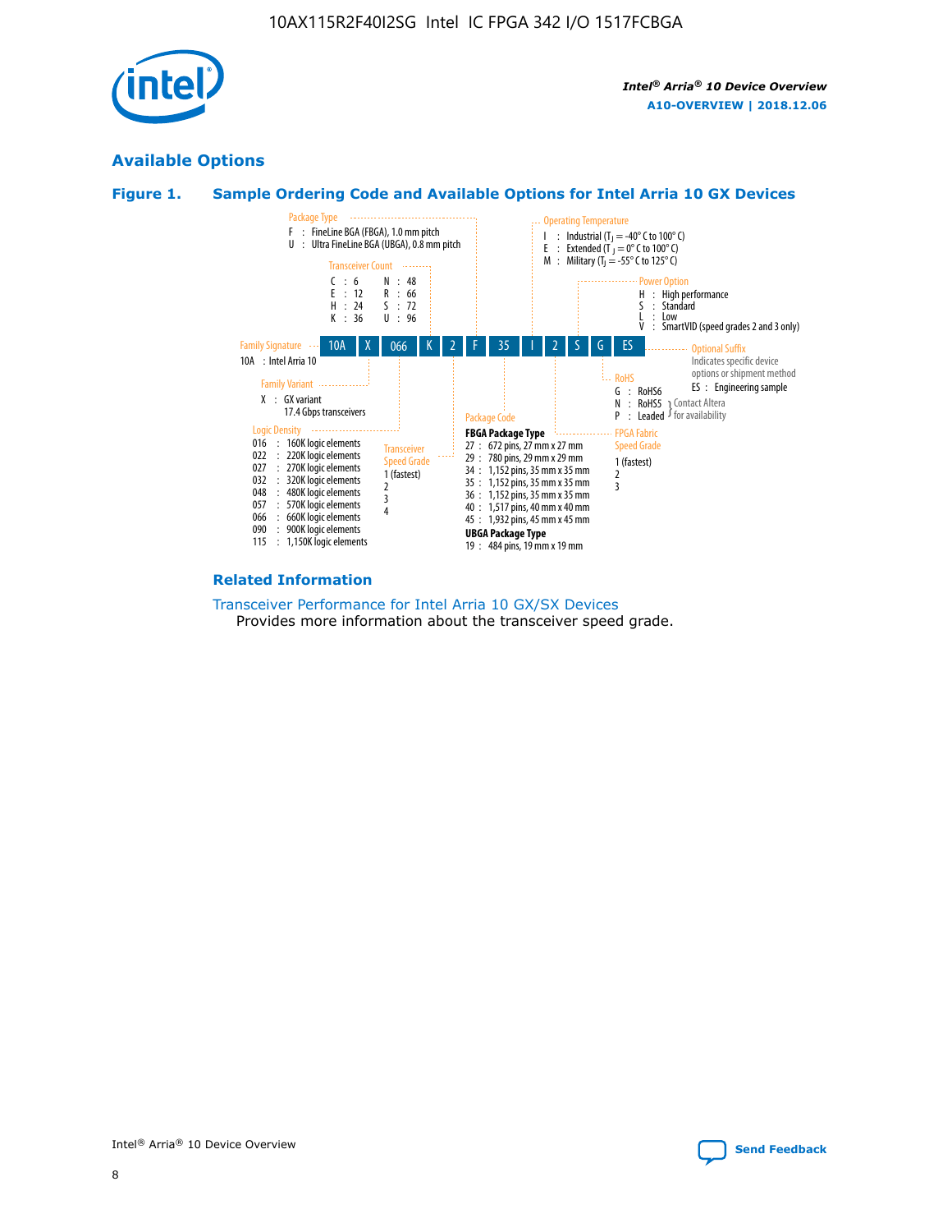## Available Options

### Figure 1. Sample Ordering Code and Available Options for Intel Arria 10 GX Devices

**Ordering code:** 10A | X | 066 | K | 2 | F | 35 | I | 2 | S | G | ES

**Family Signature**
- 10A : Intel Arria 10

**Family Variant**
- X : GX variant 17.4 Gbps transceivers

**Logic Density**
- 016 : 160K logic elements
- 022 : 220K logic elements
- 027 : 270K logic elements
- 032 : 320K logic elements
- 048 : 480K logic elements
- 057 : 570K logic elements
- 066 : 660K logic elements
- 090 : 900K logic elements
- 115 : 1,150K logic elements

**Transceiver Count**
- C : 6
- E : 12
- H : 24
- K : 36
- N : 48
- R : 66
- S : 72
- U : 96

**Transceiver Speed Grade**
- 1 (fastest)
- 2
- 3
- 4

**Package Type**
- F : FineLine BGA (FBGA), 1.0 mm pitch
- U : Ultra FineLine BGA (UBGA), 0.8 mm pitch

**Package Code**

**FBGA Package Type**
- 27 : 672 pins, 27 mm x 27 mm
- 29 : 780 pins, 29 mm x 29 mm
- 34 : 1,152 pins, 35 mm x 35 mm
- 35 : 1,152 pins, 35 mm x 35 mm
- 36 : 1,152 pins, 35 mm x 35 mm
- 40 : 1,517 pins, 40 mm x 40 mm
- 45 : 1,932 pins, 45 mm x 45 mm

**UBGA Package Type**
- 19 : 484 pins, 19 mm x 19 mm

**Operating Temperature**
- I : Industrial ($T_J$ = -40° C to 100° C)
- E : Extended ($T_J$ = 0° C to 100° C)
- M : Military ($T_J$ = -55° C to 125° C)

**FPGA Fabric Speed Grade**
- 1 (fastest)
- 2
- 3

**Power Option**
- H : High performance
- S : Standard
- L : Low
- V : SmartVID (speed grades 2 and 3 only)

**RoHS**
- G : RoHS6
- N : RoHS5 (Contact Altera for availability)
- P : Leaded (Contact Altera for availability)

**Optional Suffix**

Indicates specific device options or shipment method
- ES : Engineering sample

### Related Information

Transceiver Performance for Intel Arria 10 GX/SX Devices

Provides more information about the transceiver speed grade.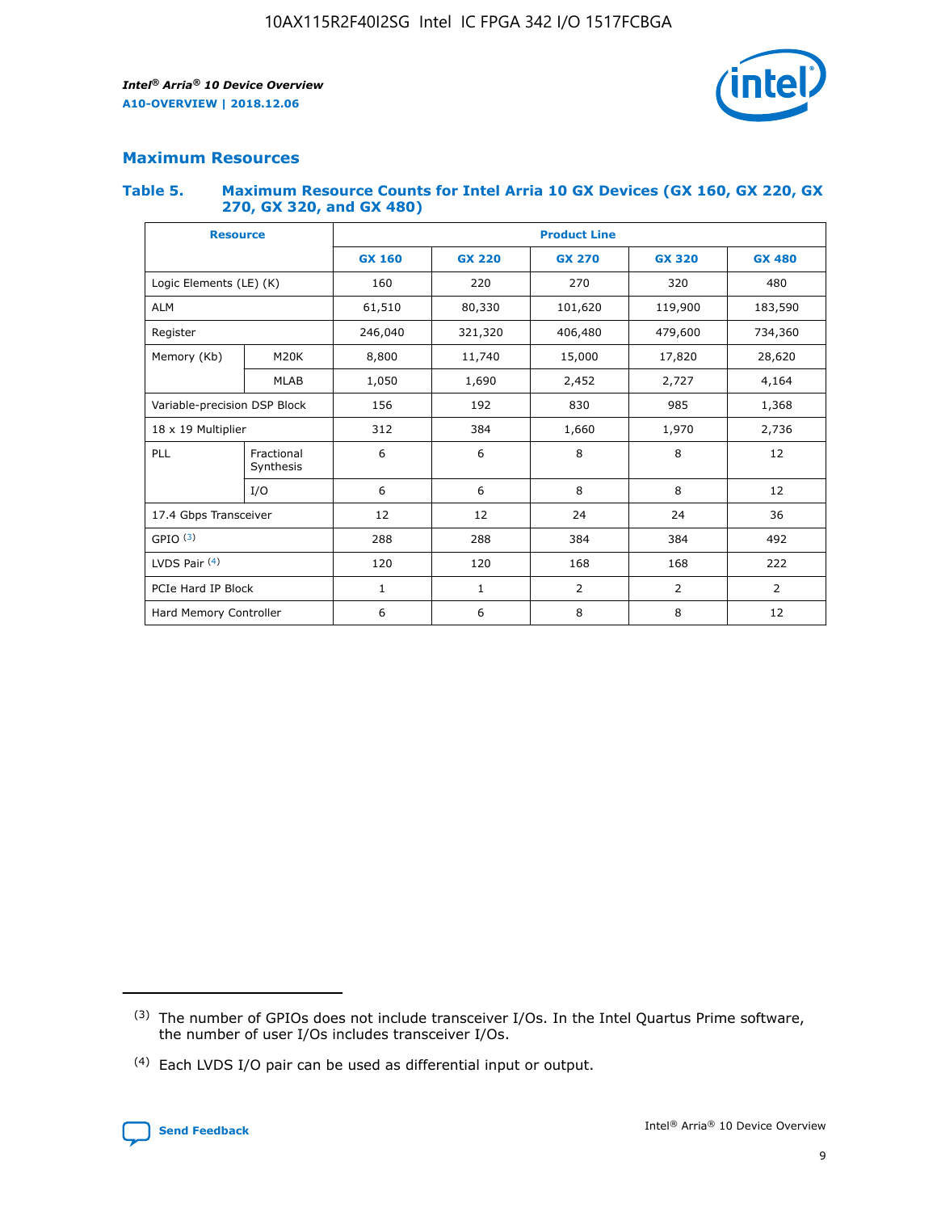## Maximum Resources

### Table 5. Maximum Resource Counts for Intel Arria 10 GX Devices (GX 160, GX 220, GX 270, GX 320, and GX 480)

| Resource | | Product Line | | | | |
|---|---|---|---|---|---|---|
| | | GX 160 | GX 220 | GX 270 | GX 320 | GX 480 |
| Logic Elements (LE) (K) | | 160 | 220 | 270 | 320 | 480 |
| ALM | | 61,510 | 80,330 | 101,620 | 119,900 | 183,590 |
| Register | | 246,040 | 321,320 | 406,480 | 479,600 | 734,360 |
| Memory (Kb) | M20K | 8,800 | 11,740 | 15,000 | 17,820 | 28,620 |
| | MLAB | 1,050 | 1,690 | 2,452 | 2,727 | 4,164 |
| Variable-precision DSP Block | | 156 | 192 | 830 | 985 | 1,368 |
| 18 x 19 Multiplier | | 312 | 384 | 1,660 | 1,970 | 2,736 |
| PLL | Fractional Synthesis | 6 | 6 | 8 | 8 | 12 |
| | I/O | 6 | 6 | 8 | 8 | 12 |
| 17.4 Gbps Transceiver | | 12 | 12 | 24 | 24 | 36 |
| GPIO [(3)] | | 288 | 288 | 384 | 384 | 492 |
| LVDS Pair [(4)] | | 120 | 120 | 168 | 168 | 222 |
| PCIe Hard IP Block | | 1 | 1 | 2 | 2 | 2 |
| Hard Memory Controller | | 6 | 6 | 8 | 8 | 12 |

(3) The number of GPIOs does not include transceiver I/Os. In the Intel Quartus Prime software, the number of user I/Os includes transceiver I/Os.

(4) Each LVDS I/O pair can be used as differential input or output.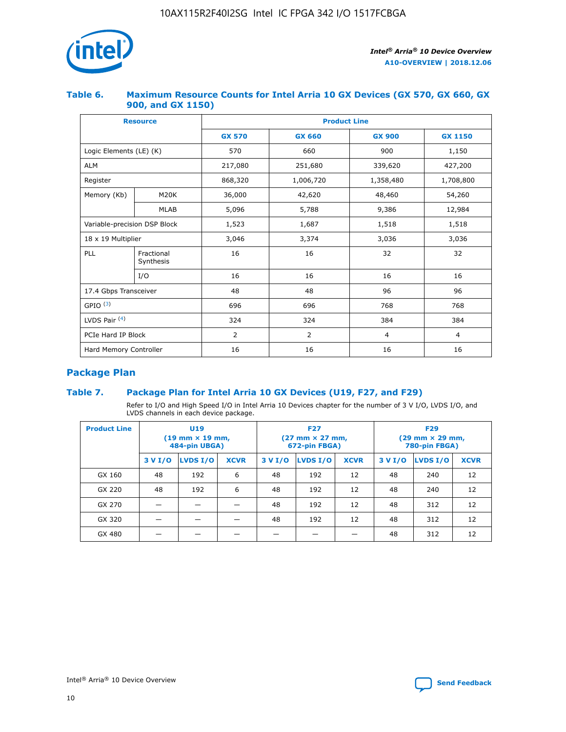### Table 6. Maximum Resource Counts for Intel Arria 10 GX Devices (GX 570, GX 660, GX 900, and GX 1150)

| Resource | | Product Line | | | |
|---|---|---|---|---|---|
| | | GX 570 | GX 660 | GX 900 | GX 1150 |
| Logic Elements (LE) (K) | | 570 | 660 | 900 | 1,150 |
| ALM | | 217,080 | 251,680 | 339,620 | 427,200 |
| Register | | 868,320 | 1,006,720 | 1,358,480 | 1,708,800 |
| Memory (Kb) | M20K | 36,000 | 42,620 | 48,460 | 54,260 |
| | MLAB | 5,096 | 5,788 | 9,386 | 12,984 |
| Variable-precision DSP Block | | 1,523 | 1,687 | 1,518 | 1,518 |
| 18 x 19 Multiplier | | 3,046 | 3,374 | 3,036 | 3,036 |
| PLL | Fractional Synthesis | 16 | 16 | 32 | 32 |
| | I/O | 16 | 16 | 16 | 16 |
| 17.4 Gbps Transceiver | | 48 | 48 | 96 | 96 |
| GPIO [(3)] | | 696 | 696 | 768 | 768 |
| LVDS Pair [(4)] | | 324 | 324 | 384 | 384 |
| PCIe Hard IP Block | | 2 | 2 | 4 | 4 |
| Hard Memory Controller | | 16 | 16 | 16 | 16 |

## Package Plan

### Table 7. Package Plan for Intel Arria 10 GX Devices (U19, F27, and F29)

Refer to I/O and High Speed I/O in Intel Arria 10 Devices chapter for the number of 3 V I/O, LVDS I/O, and LVDS channels in each device package.

| Product Line | U19 (19 mm × 19 mm, 484-pin UBGA) | | | F27 (27 mm × 27 mm, 672-pin FBGA) | | | F29 (29 mm × 29 mm, 780-pin FBGA) | | |
|---|---|---|---|---|---|---|---|---|---|
| | 3 V I/O | LVDS I/O | XCVR | 3 V I/O | LVDS I/O | XCVR | 3 V I/O | LVDS I/O | XCVR |
| GX 160 | 48 | 192 | 6 | 48 | 192 | 12 | 48 | 240 | 12 |
| GX 220 | 48 | 192 | 6 | 48 | 192 | 12 | 48 | 240 | 12 |
| GX 270 | — | — | — | 48 | 192 | 12 | 48 | 312 | 12 |
| GX 320 | — | — | — | 48 | 192 | 12 | 48 | 312 | 12 |
| GX 480 | — | — | — | — | — | — | 48 | 312 | 12 |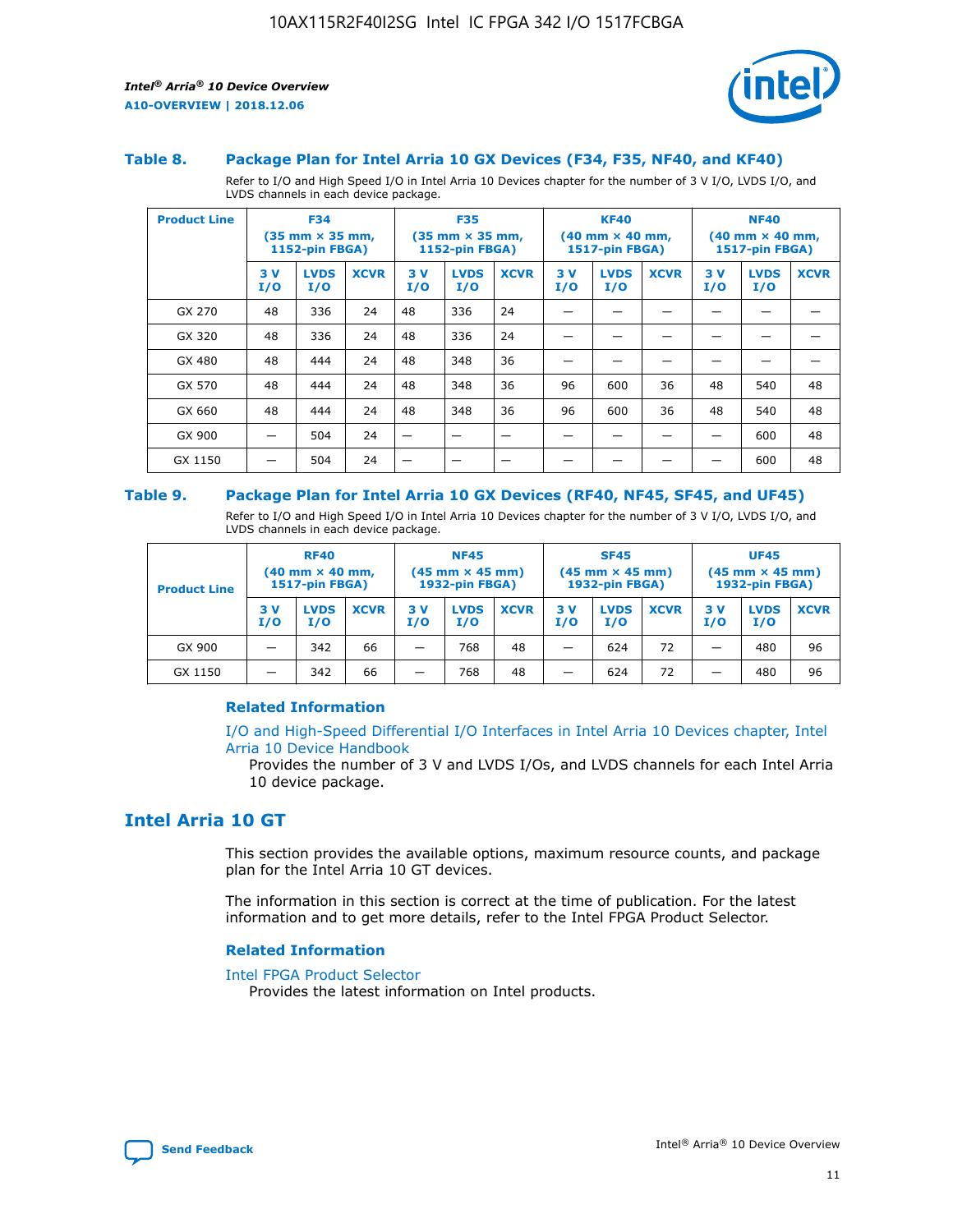### Table 8. Package Plan for Intel Arria 10 GX Devices (F34, F35, NF40, and KF40)

Refer to I/O and High Speed I/O in Intel Arria 10 Devices chapter for the number of 3 V I/O, LVDS I/O, and LVDS channels in each device package.

| Product Line | F34 (35 mm × 35 mm, 1152-pin FBGA) | | | F35 (35 mm × 35 mm, 1152-pin FBGA) | | | KF40 (40 mm × 40 mm, 1517-pin FBGA) | | | NF40 (40 mm × 40 mm, 1517-pin FBGA) | | |
|---|---|---|---|---|---|---|---|---|---|---|---|---|
| | 3 V I/O | LVDS I/O | XCVR | 3 V I/O | LVDS I/O | XCVR | 3 V I/O | LVDS I/O | XCVR | 3 V I/O | LVDS I/O | XCVR |
| GX 270 | 48 | 336 | 24 | 48 | 336 | 24 | — | — | — | — | — | — |
| GX 320 | 48 | 336 | 24 | 48 | 336 | 24 | — | — | — | — | — | — |
| GX 480 | 48 | 444 | 24 | 48 | 348 | 36 | — | — | — | — | — | — |
| GX 570 | 48 | 444 | 24 | 48 | 348 | 36 | 96 | 600 | 36 | 48 | 540 | 48 |
| GX 660 | 48 | 444 | 24 | 48 | 348 | 36 | 96 | 600 | 36 | 48 | 540 | 48 |
| GX 900 | — | 504 | 24 | — | — | — | — | — | — | — | 600 | 48 |
| GX 1150 | — | 504 | 24 | — | — | — | — | — | — | — | 600 | 48 |

### Table 9. Package Plan for Intel Arria 10 GX Devices (RF40, NF45, SF45, and UF45)

Refer to I/O and High Speed I/O in Intel Arria 10 Devices chapter for the number of 3 V I/O, LVDS I/O, and LVDS channels in each device package.

| Product Line | RF40 (40 mm × 40 mm, 1517-pin FBGA) | | | NF45 (45 mm × 45 mm) 1932-pin FBGA) | | | SF45 (45 mm × 45 mm) 1932-pin FBGA) | | | UF45 (45 mm × 45 mm) 1932-pin FBGA) | | |
|---|---|---|---|---|---|---|---|---|---|---|---|---|
| | 3 V I/O | LVDS I/O | XCVR | 3 V I/O | LVDS I/O | XCVR | 3 V I/O | LVDS I/O | XCVR | 3 V I/O | LVDS I/O | XCVR |
| GX 900 | — | 342 | 66 | — | 768 | 48 | — | 624 | 72 | — | 480 | 96 |
| GX 1150 | — | 342 | 66 | — | 768 | 48 | — | 624 | 72 | — | 480 | 96 |

#### Related Information

I/O and High-Speed Differential I/O Interfaces in Intel Arria 10 Devices chapter, Intel Arria 10 Device Handbook

Provides the number of 3 V and LVDS I/Os, and LVDS channels for each Intel Arria 10 device package.

## Intel Arria 10 GT

This section provides the available options, maximum resource counts, and package plan for the Intel Arria 10 GT devices.

The information in this section is correct at the time of publication. For the latest information and to get more details, refer to the Intel FPGA Product Selector.

#### Related Information

Intel FPGA Product Selector

Provides the latest information on Intel products.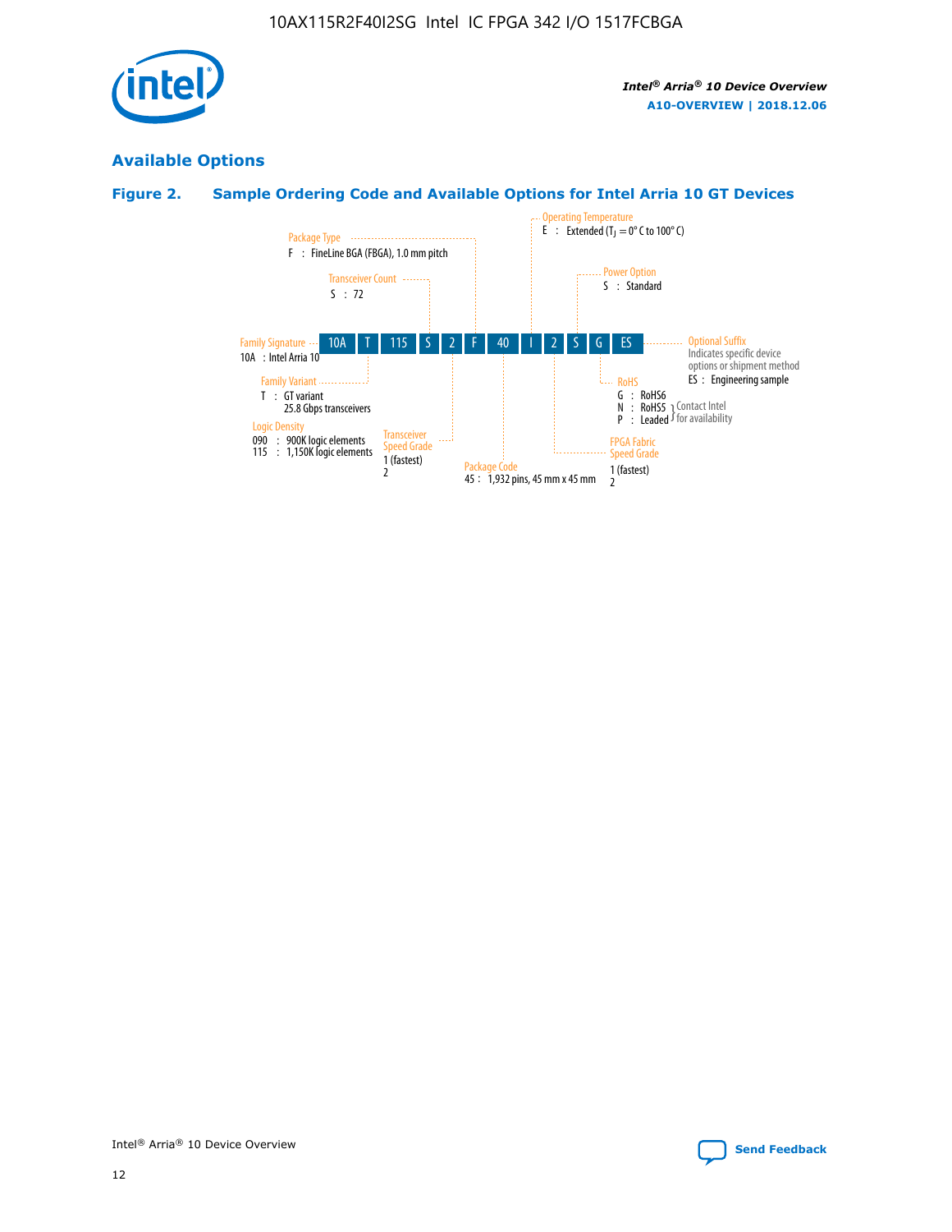## Available Options

### Figure 2. Sample Ordering Code and Available Options for Intel Arria 10 GT Devices

10A | T | 115 | S | 2 | F | 40 | I | 2 | S | G | ES

**Family Signature**
10A : Intel Arria 10

**Family Variant**
T : GT variant
25.8 Gbps transceivers

**Logic Density**
090 : 900K logic elements
115 : 1,150K logic elements

**Transceiver Count**
S : 72

**Transceiver Speed Grade**
1 (fastest)
2

**Package Type**
F : FineLine BGA (FBGA), 1.0 mm pitch

**Package Code**
45 : 1,932 pins, 45 mm x 45 mm

**Operating Temperature**
E : Extended ($T_J$ = 0° C to 100° C)

**FPGA Fabric Speed Grade**
1 (fastest)
2

**Power Option**
S : Standard

**RoHS**
G : RoHS6
N : RoHS5 } Contact Intel for availability
P : Leaded } Contact Intel for availability

**Optional Suffix**
Indicates specific device options or shipment method
ES : Engineering sample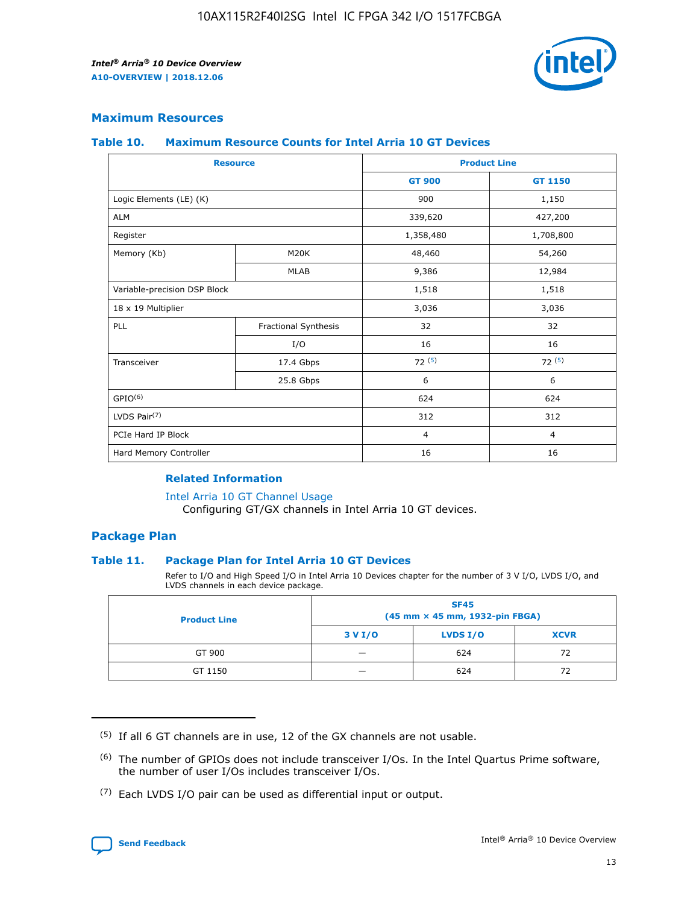## Maximum Resources

### Table 10. Maximum Resource Counts for Intel Arria 10 GT Devices

| Resource | | Product Line | |
|---|---|---|---|
| | | GT 900 | GT 1150 |
| Logic Elements (LE) (K) | | 900 | 1,150 |
| ALM | | 339,620 | 427,200 |
| Register | | 1,358,480 | 1,708,800 |
| Memory (Kb) | M20K | 48,460 | 54,260 |
| | MLAB | 9,386 | 12,984 |
| Variable-precision DSP Block | | 1,518 | 1,518 |
| 18 x 19 Multiplier | | 3,036 | 3,036 |
| PLL | Fractional Synthesis | 32 | 32 |
| | I/O | 16 | 16 |
| Transceiver | 17.4 Gbps | 72 [(5)] | 72 [(5)] |
| | 25.8 Gbps | 6 | 6 |
| GPIO[(6)] | | 624 | 624 |
| LVDS Pair[(7)] | | 312 | 312 |
| PCIe Hard IP Block | | 4 | 4 |
| Hard Memory Controller | | 16 | 16 |

**Related Information**

Intel Arria 10 GT Channel Usage
Configuring GT/GX channels in Intel Arria 10 GT devices.

## Package Plan

### Table 11. Package Plan for Intel Arria 10 GT Devices

Refer to I/O and High Speed I/O in Intel Arria 10 Devices chapter for the number of 3 V I/O, LVDS I/O, and LVDS channels in each device package.

| Product Line | SF45 (45 mm × 45 mm, 1932-pin FBGA) | | |
|---|---|---|---|
| | 3 V I/O | LVDS I/O | XCVR |
| GT 900 | — | 624 | 72 |
| GT 1150 | — | 624 | 72 |

(5) If all 6 GT channels are in use, 12 of the GX channels are not usable.

(6) The number of GPIOs does not include transceiver I/Os. In the Intel Quartus Prime software, the number of user I/Os includes transceiver I/Os.

(7) Each LVDS I/O pair can be used as differential input or output.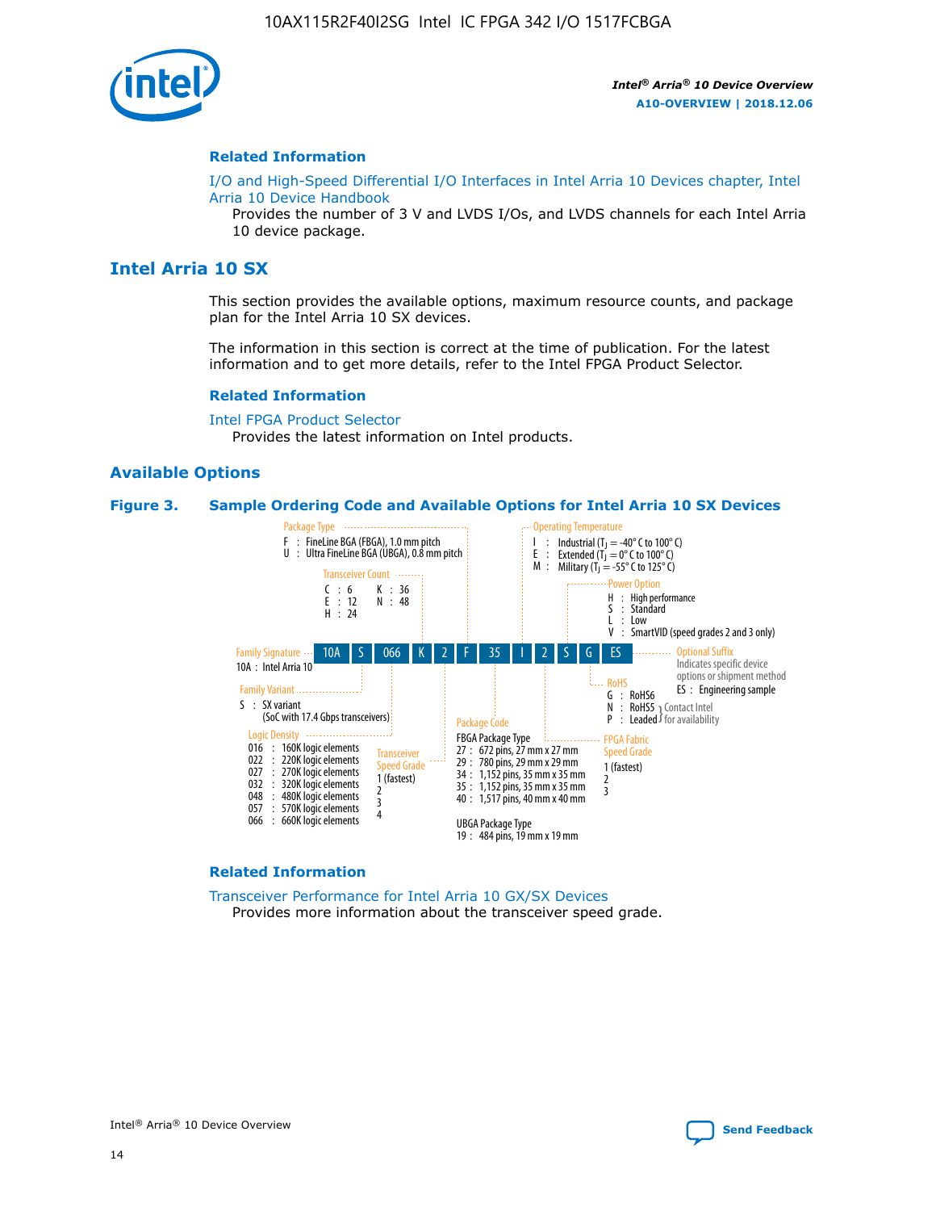## Related Information

I/O and High-Speed Differential I/O Interfaces in Intel Arria 10 Devices chapter, Intel Arria 10 Device Handbook

Provides the number of 3 V and LVDS I/Os, and LVDS channels for each Intel Arria 10 device package.

# Intel Arria 10 SX

This section provides the available options, maximum resource counts, and package plan for the Intel Arria 10 SX devices.

The information in this section is correct at the time of publication. For the latest information and to get more details, refer to the Intel FPGA Product Selector.

## Related Information

Intel FPGA Product Selector

Provides the latest information on Intel products.

## Available Options

**Figure 3. Sample Ordering Code and Available Options for Intel Arria 10 SX Devices**

Sample ordering code: 10A S 066 K 2 F 35 I 2 S G ES

- **Family Signature**
  - 10A : Intel Arria 10
- **Family Variant**
  - S : SX variant (SoC with 17.4 Gbps transceivers)
- **Logic Density**
  - 016 : 160K logic elements
  - 022 : 220K logic elements
  - 027 : 270K logic elements
  - 032 : 320K logic elements
  - 048 : 480K logic elements
  - 057 : 570K logic elements
  - 066 : 660K logic elements
- **Transceiver Count**
  - C : 6
  - E : 12
  - H : 24
  - K : 36
  - N : 48
- **Transceiver Speed Grade**
  - 1 (fastest)
  - 2
  - 3
  - 4
- **Package Type**
  - F : FineLine BGA (FBGA), 1.0 mm pitch
  - U : Ultra FineLine BGA (UBGA), 0.8 mm pitch
- **Package Code**
  - FBGA Package Type
    - 27 : 672 pins, 27 mm x 27 mm
    - 29 : 780 pins, 29 mm x 29 mm
    - 34 : 1,152 pins, 35 mm x 35 mm
    - 35 : 1,152 pins, 35 mm x 35 mm
    - 40 : 1,517 pins, 40 mm x 40 mm
  - UBGA Package Type
    - 19 : 484 pins, 19 mm x 19 mm
- **Operating Temperature**
  - I : Industrial ($T_J$ = -40° C to 100° C)
  - E : Extended ($T_J$ = 0° C to 100° C)
  - M : Military ($T_J$ = -55° C to 125° C)
- **FPGA Fabric Speed Grade**
  - 1 (fastest)
  - 2
  - 3
- **Power Option**
  - H : High performance
  - S : Standard
  - L : Low
  - V : SmartVID (speed grades 2 and 3 only)
- **RoHS**
  - G : RoHS6
  - N : RoHS5 (Contact Intel for availability)
  - P : Leaded (Contact Intel for availability)
- **Optional Suffix**
  - Indicates specific device options or shipment method
  - ES : Engineering sample

## Related Information

Transceiver Performance for Intel Arria 10 GX/SX Devices

Provides more information about the transceiver speed grade.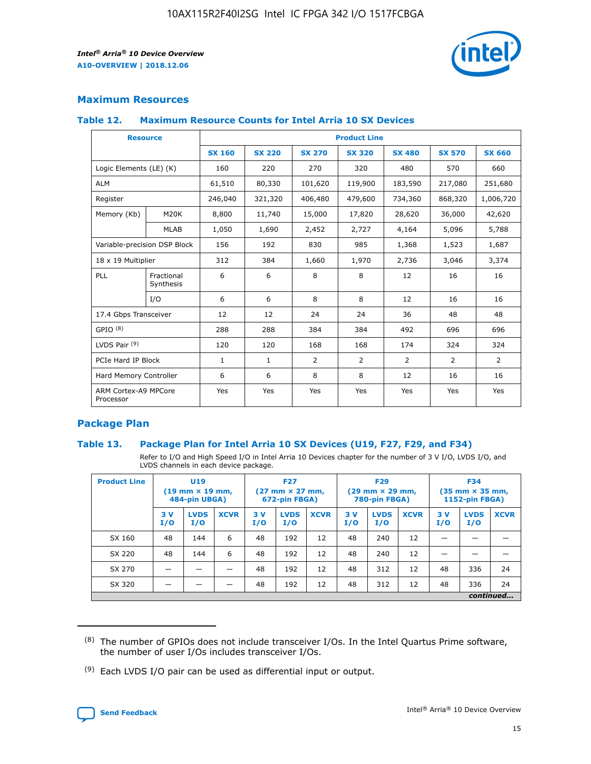## Maximum Resources

### Table 12. Maximum Resource Counts for Intel Arria 10 SX Devices

| Resource | | Product Line | | | | | | |
|---|---|---|---|---|---|---|---|---|
| | | SX 160 | SX 220 | SX 270 | SX 320 | SX 480 | SX 570 | SX 660 |
| Logic Elements (LE) (K) | | 160 | 220 | 270 | 320 | 480 | 570 | 660 |
| ALM | | 61,510 | 80,330 | 101,620 | 119,900 | 183,590 | 217,080 | 251,680 |
| Register | | 246,040 | 321,320 | 406,480 | 479,600 | 734,360 | 868,320 | 1,006,720 |
| Memory (Kb) | M20K | 8,800 | 11,740 | 15,000 | 17,820 | 28,620 | 36,000 | 42,620 |
| | MLAB | 1,050 | 1,690 | 2,452 | 2,727 | 4,164 | 5,096 | 5,788 |
| Variable-precision DSP Block | | 156 | 192 | 830 | 985 | 1,368 | 1,523 | 1,687 |
| 18 x 19 Multiplier | | 312 | 384 | 1,660 | 1,970 | 2,736 | 3,046 | 3,374 |
| PLL | Fractional Synthesis | 6 | 6 | 8 | 8 | 12 | 16 | 16 |
| | I/O | 6 | 6 | 8 | 8 | 12 | 16 | 16 |
| 17.4 Gbps Transceiver | | 12 | 12 | 24 | 24 | 36 | 48 | 48 |
| GPIO [8] | | 288 | 288 | 384 | 384 | 492 | 696 | 696 |
| LVDS Pair [9] | | 120 | 120 | 168 | 168 | 174 | 324 | 324 |
| PCIe Hard IP Block | | 1 | 1 | 2 | 2 | 2 | 2 | 2 |
| Hard Memory Controller | | 6 | 6 | 8 | 8 | 12 | 16 | 16 |
| ARM Cortex-A9 MPCore Processor | | Yes | Yes | Yes | Yes | Yes | Yes | Yes |

## Package Plan

### Table 13. Package Plan for Intel Arria 10 SX Devices (U19, F27, F29, and F34)

Refer to I/O and High Speed I/O in Intel Arria 10 Devices chapter for the number of 3 V I/O, LVDS I/O, and LVDS channels in each device package.

| Product Line | U19 (19 mm × 19 mm, 484-pin UBGA) | | | F27 (27 mm × 27 mm, 672-pin FBGA) | | | F29 (29 mm × 29 mm, 780-pin FBGA) | | | F34 (35 mm × 35 mm, 1152-pin FBGA) | | |
|---|---|---|---|---|---|---|---|---|---|---|---|---|
| | 3 V I/O | LVDS I/O | XCVR | 3 V I/O | LVDS I/O | XCVR | 3 V I/O | LVDS I/O | XCVR | 3 V I/O | LVDS I/O | XCVR |
| SX 160 | 48 | 144 | 6 | 48 | 192 | 12 | 48 | 240 | 12 | — | — | — |
| SX 220 | 48 | 144 | 6 | 48 | 192 | 12 | 48 | 240 | 12 | — | — | — |
| SX 270 | — | — | — | 48 | 192 | 12 | 48 | 312 | 12 | 48 | 336 | 24 |
| SX 320 | — | — | — | 48 | 192 | 12 | 48 | 312 | 12 | 48 | 336 | 24 |

*continued...*

(8) The number of GPIOs does not include transceiver I/Os. In the Intel Quartus Prime software, the number of user I/Os includes transceiver I/Os.

(9) Each LVDS I/O pair can be used as differential input or output.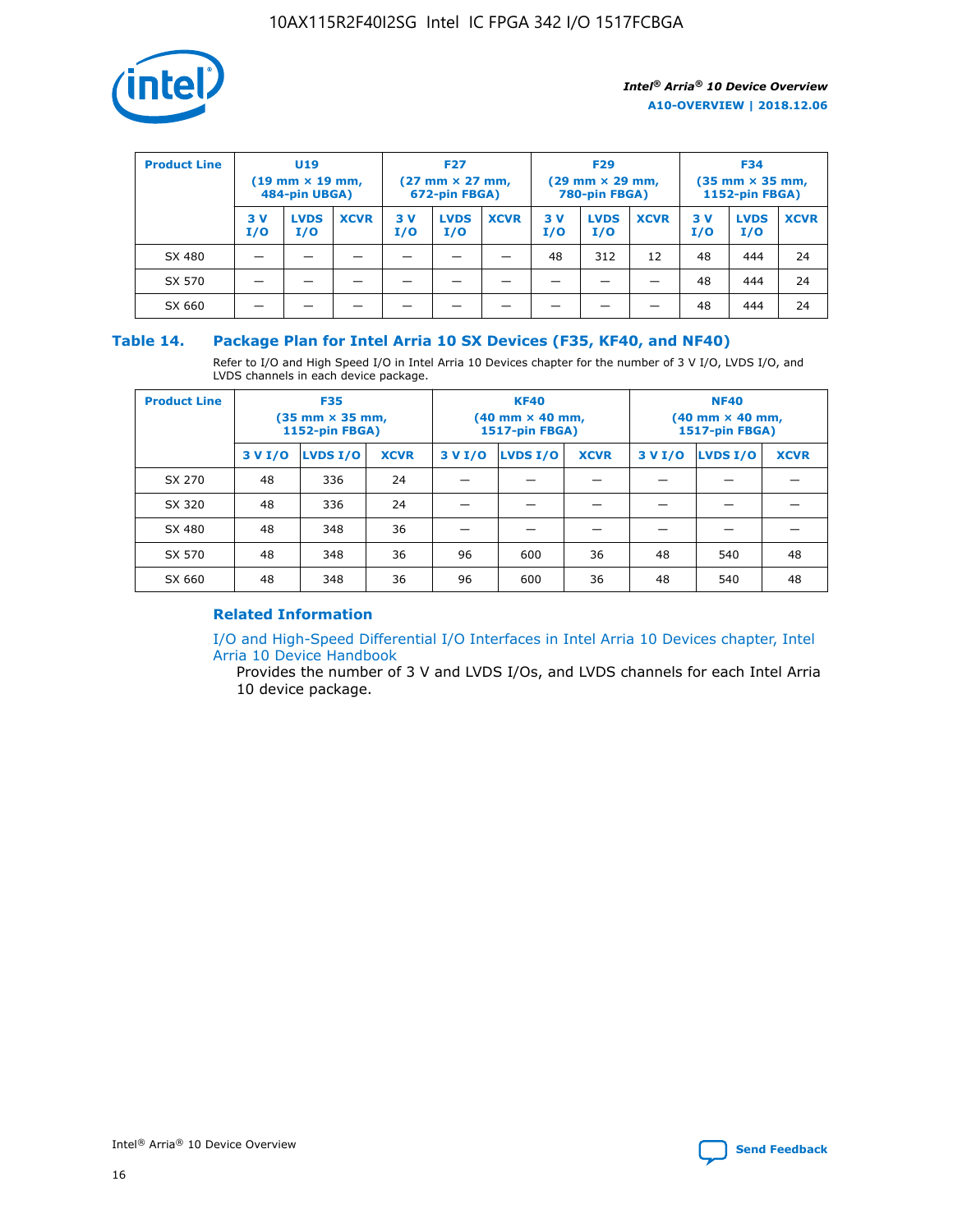| Product Line | U19 (19 mm × 19 mm, 484-pin UBGA) | | | F27 (27 mm × 27 mm, 672-pin FBGA) | | | F29 (29 mm × 29 mm, 780-pin FBGA) | | | F34 (35 mm × 35 mm, 1152-pin FBGA) | | |
|---|---|---|---|---|---|---|---|---|---|---|---|---|
| | 3 V I/O | LVDS I/O | XCVR | 3 V I/O | LVDS I/O | XCVR | 3 V I/O | LVDS I/O | XCVR | 3 V I/O | LVDS I/O | XCVR |
| SX 480 | — | — | — | — | — | — | 48 | 312 | 12 | 48 | 444 | 24 |
| SX 570 | — | — | — | — | — | — | — | — | — | 48 | 444 | 24 |
| SX 660 | — | — | — | — | — | — | — | — | — | 48 | 444 | 24 |

### Table 14. Package Plan for Intel Arria 10 SX Devices (F35, KF40, and NF40)

Refer to I/O and High Speed I/O in Intel Arria 10 Devices chapter for the number of 3 V I/O, LVDS I/O, and LVDS channels in each device package.

| Product Line | F35 (35 mm × 35 mm, 1152-pin FBGA) | | | KF40 (40 mm × 40 mm, 1517-pin FBGA) | | | NF40 (40 mm × 40 mm, 1517-pin FBGA) | | |
|---|---|---|---|---|---|---|---|---|---|
| | 3 V I/O | LVDS I/O | XCVR | 3 V I/O | LVDS I/O | XCVR | 3 V I/O | LVDS I/O | XCVR |
| SX 270 | 48 | 336 | 24 | — | — | — | — | — | — |
| SX 320 | 48 | 336 | 24 | — | — | — | — | — | — |
| SX 480 | 48 | 348 | 36 | — | — | — | — | — | — |
| SX 570 | 48 | 348 | 36 | 96 | 600 | 36 | 48 | 540 | 48 |
| SX 660 | 48 | 348 | 36 | 96 | 600 | 36 | 48 | 540 | 48 |

#### Related Information

I/O and High-Speed Differential I/O Interfaces in Intel Arria 10 Devices chapter, Intel Arria 10 Device Handbook

Provides the number of 3 V and LVDS I/Os, and LVDS channels for each Intel Arria 10 device package.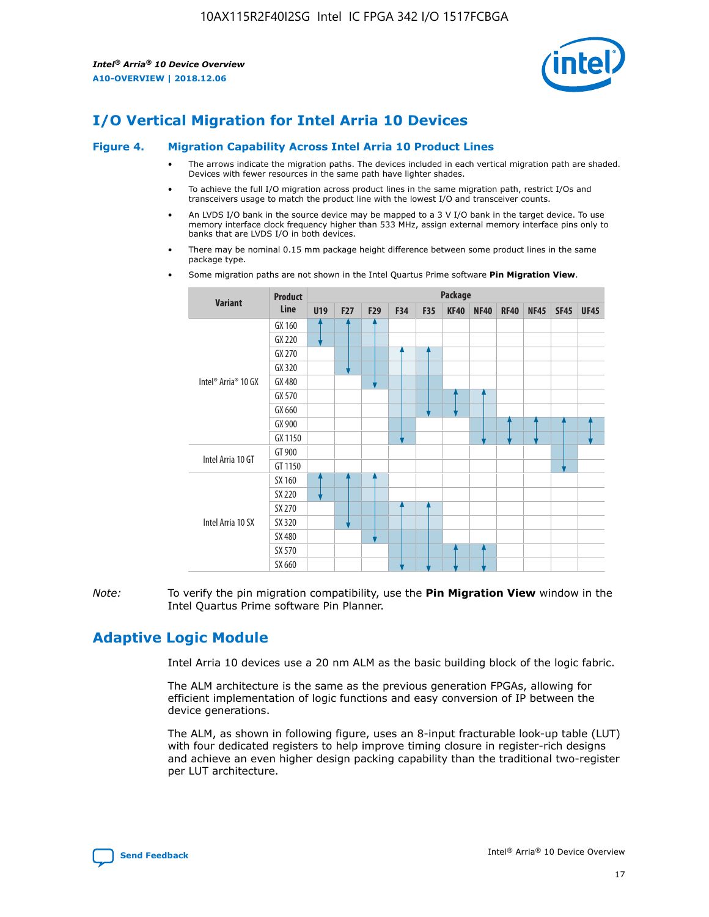## I/O Vertical Migration for Intel Arria 10 Devices

**Figure 4. Migration Capability Across Intel Arria 10 Product Lines**

- The arrows indicate the migration paths. The devices included in each vertical migration path are shaded. Devices with fewer resources in the same path have lighter shades.
- To achieve the full I/O migration across product lines in the same migration path, restrict I/Os and transceivers usage to match the product line with the lowest I/O and transceiver counts.
- An LVDS I/O bank in the source device may be mapped to a 3 V I/O bank in the target device. To use memory interface clock frequency higher than 533 MHz, assign external memory interface pins only to banks that are LVDS I/O in both devices.
- There may be nominal 0.15 mm package height difference between some product lines in the same package type.
- Some migration paths are not shown in the Intel Quartus Prime software **Pin Migration View**.

| Variant | Product Line | U19 | F27 | F29 | F34 | F35 | KF40 | NF40 | RF40 | NF45 | SF45 | UF45 |
|---|---|---|---|---|---|---|---|---|---|---|---|---|
| Intel® Arria® 10 GX | GX 160 | ✓ | ✓ | ✓ | | | | | | | | |
| | GX 220 | ✓ | ✓ | ✓ | | | | | | | | |
| | GX 270 | | ✓ | ✓ | ✓ | ✓ | | | | | | |
| | GX 320 | | ✓ | ✓ | ✓ | ✓ | | | | | | |
| | GX 480 | | | ✓ | ✓ | ✓ | | | | | | |
| | GX 570 | | | | ✓ | ✓ | ✓ | ✓ | | | | |
| | GX 660 | | | | ✓ | ✓ | ✓ | ✓ | | | | |
| | GX 900 | | | | ✓ | | | ✓ | ✓ | ✓ | ✓ | ✓ |
| | GX 1150 | | | | ✓ | | | ✓ | ✓ | ✓ | ✓ | ✓ |
| Intel Arria 10 GT | GT 900 | | | | | | | | | | ✓ | |
| | GT 1150 | | | | | | | | | | ✓ | |
| Intel Arria 10 SX | SX 160 | ✓ | ✓ | ✓ | | | | | | | | |
| | SX 220 | ✓ | ✓ | ✓ | | | | | | | | |
| | SX 270 | | ✓ | ✓ | ✓ | ✓ | | | | | | |
| | SX 320 | | ✓ | ✓ | ✓ | ✓ | | | | | | |
| | SX 480 | | | ✓ | ✓ | ✓ | | | | | | |
| | SX 570 | | | | ✓ | ✓ | ✓ | ✓ | | | | |
| | SX 660 | | | | ✓ | ✓ | ✓ | ✓ | | | | |

*Note:* To verify the pin migration compatibility, use the **Pin Migration View** window in the Intel Quartus Prime software Pin Planner.

## Adaptive Logic Module

Intel Arria 10 devices use a 20 nm ALM as the basic building block of the logic fabric.

The ALM architecture is the same as the previous generation FPGAs, allowing for efficient implementation of logic functions and easy conversion of IP between the device generations.

The ALM, as shown in following figure, uses an 8-input fracturable look-up table (LUT) with four dedicated registers to help improve timing closure in register-rich designs and achieve an even higher design packing capability than the traditional two-register per LUT architecture.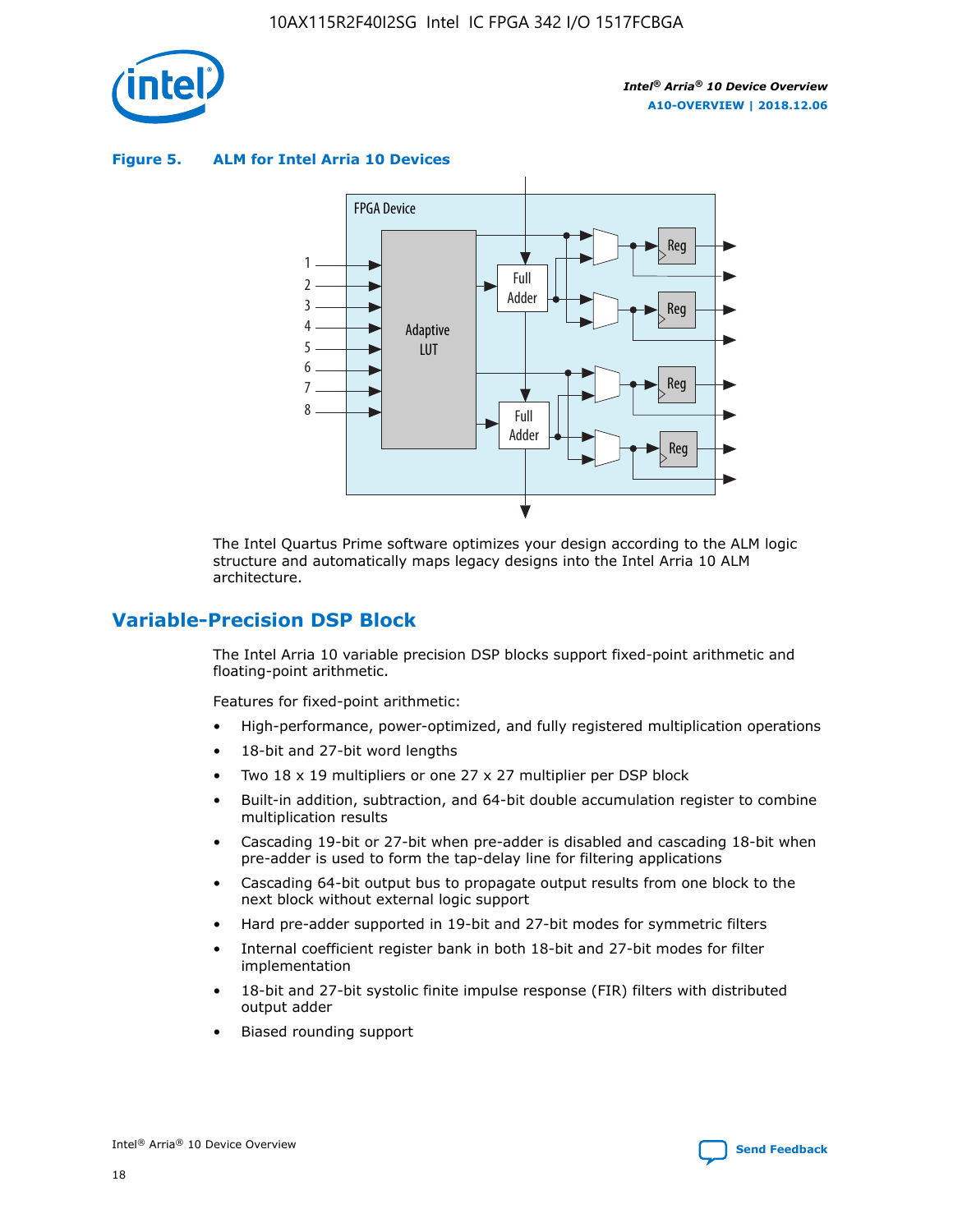**Figure 5. ALM for Intel Arria 10 Devices**

The Intel Quartus Prime software optimizes your design according to the ALM logic structure and automatically maps legacy designs into the Intel Arria 10 ALM architecture.

## Variable-Precision DSP Block

The Intel Arria 10 variable precision DSP blocks support fixed-point arithmetic and floating-point arithmetic.

Features for fixed-point arithmetic:

- High-performance, power-optimized, and fully registered multiplication operations
- 18-bit and 27-bit word lengths
- Two 18 x 19 multipliers or one 27 x 27 multiplier per DSP block
- Built-in addition, subtraction, and 64-bit double accumulation register to combine multiplication results
- Cascading 19-bit or 27-bit when pre-adder is disabled and cascading 18-bit when pre-adder is used to form the tap-delay line for filtering applications
- Cascading 64-bit output bus to propagate output results from one block to the next block without external logic support
- Hard pre-adder supported in 19-bit and 27-bit modes for symmetric filters
- Internal coefficient register bank in both 18-bit and 27-bit modes for filter implementation
- 18-bit and 27-bit systolic finite impulse response (FIR) filters with distributed output adder
- Biased rounding support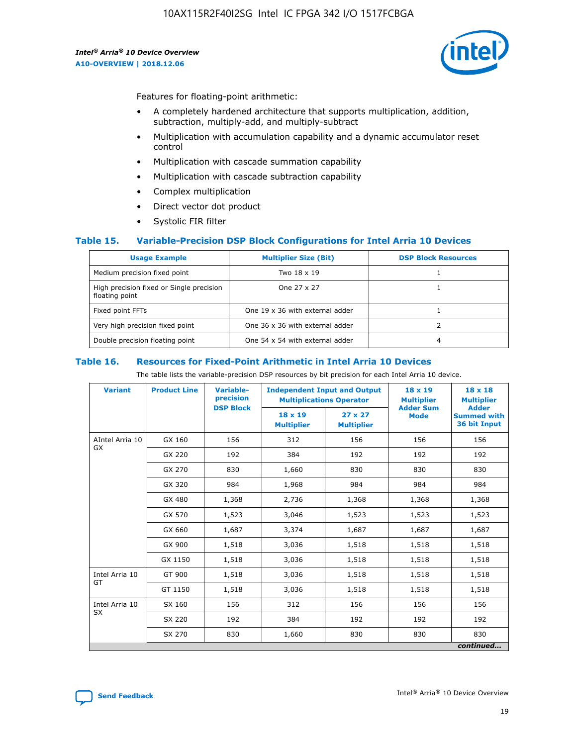Features for floating-point arithmetic:

- A completely hardened architecture that supports multiplication, addition, subtraction, multiply-add, and multiply-subtract
- Multiplication with accumulation capability and a dynamic accumulator reset control
- Multiplication with cascade summation capability
- Multiplication with cascade subtraction capability
- Complex multiplication
- Direct vector dot product
- Systolic FIR filter

### Table 15. Variable-Precision DSP Block Configurations for Intel Arria 10 Devices

| Usage Example | Multiplier Size (Bit) | DSP Block Resources |
|---|---|---|
| Medium precision fixed point | Two 18 x 19 | 1 |
| High precision fixed or Single precision floating point | One 27 x 27 | 1 |
| Fixed point FFTs | One 19 x 36 with external adder | 1 |
| Very high precision fixed point | One 36 x 36 with external adder | 2 |
| Double precision floating point | One 54 x 54 with external adder | 4 |

### Table 16. Resources for Fixed-Point Arithmetic in Intel Arria 10 Devices

The table lists the variable-precision DSP resources by bit precision for each Intel Arria 10 device.

| Variant | Product Line | Variable-precision DSP Block | Independent Input and Output Multiplications Operator | | 18 x 19 Multiplier Adder Sum Mode | 18 x 18 Multiplier Adder Summed with 36 bit Input |
|---|---|---|---|---|---|---|
| | | | 18 x 19 Multiplier | 27 x 27 Multiplier | | |
| AIntel Arria 10 GX | GX 160 | 156 | 312 | 156 | 156 | 156 |
| | GX 220 | 192 | 384 | 192 | 192 | 192 |
| | GX 270 | 830 | 1,660 | 830 | 830 | 830 |
| | GX 320 | 984 | 1,968 | 984 | 984 | 984 |
| | GX 480 | 1,368 | 2,736 | 1,368 | 1,368 | 1,368 |
| | GX 570 | 1,523 | 3,046 | 1,523 | 1,523 | 1,523 |
| | GX 660 | 1,687 | 3,374 | 1,687 | 1,687 | 1,687 |
| | GX 900 | 1,518 | 3,036 | 1,518 | 1,518 | 1,518 |
| | GX 1150 | 1,518 | 3,036 | 1,518 | 1,518 | 1,518 |
| Intel Arria 10 GT | GT 900 | 1,518 | 3,036 | 1,518 | 1,518 | 1,518 |
| | GT 1150 | 1,518 | 3,036 | 1,518 | 1,518 | 1,518 |
| Intel Arria 10 SX | SX 160 | 156 | 312 | 156 | 156 | 156 |
| | SX 220 | 192 | 384 | 192 | 192 | 192 |
| | SX 270 | 830 | 1,660 | 830 | 830 | 830 |

*continued...*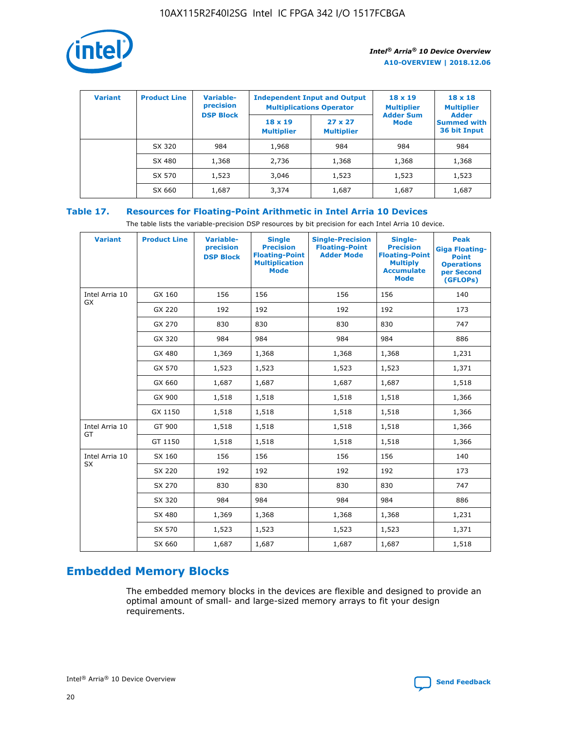| Variant | Product Line | Variable-precision DSP Block | Independent Input and Output Multiplications Operator | | 18 x 19 Multiplier Adder Sum Mode | 18 x 18 Multiplier Adder Summed with 36 bit Input |
|---|---|---|---|---|---|---|
| | | | 18 x 19 Multiplier | 27 x 27 Multiplier | | |
| | SX 320 | 984 | 1,968 | 984 | 984 | 984 |
| | SX 480 | 1,368 | 2,736 | 1,368 | 1,368 | 1,368 |
| | SX 570 | 1,523 | 3,046 | 1,523 | 1,523 | 1,523 |
| | SX 660 | 1,687 | 3,374 | 1,687 | 1,687 | 1,687 |

### Table 17. Resources for Floating-Point Arithmetic in Intel Arria 10 Devices

The table lists the variable-precision DSP resources by bit precision for each Intel Arria 10 device.

| Variant | Product Line | Variable-precision DSP Block | Single Precision Floating-Point Multiplication Mode | Single-Precision Floating-Point Adder Mode | Single-Precision Floating-Point Multiply Accumulate Mode | Peak Giga Floating-Point Operations per Second (GFLOPs) |
|---|---|---|---|---|---|---|
| Intel Arria 10 GX | GX 160 | 156 | 156 | 156 | 156 | 140 |
| | GX 220 | 192 | 192 | 192 | 192 | 173 |
| | GX 270 | 830 | 830 | 830 | 830 | 747 |
| | GX 320 | 984 | 984 | 984 | 984 | 886 |
| | GX 480 | 1,369 | 1,368 | 1,368 | 1,368 | 1,231 |
| | GX 570 | 1,523 | 1,523 | 1,523 | 1,523 | 1,371 |
| | GX 660 | 1,687 | 1,687 | 1,687 | 1,687 | 1,518 |
| | GX 900 | 1,518 | 1,518 | 1,518 | 1,518 | 1,366 |
| | GX 1150 | 1,518 | 1,518 | 1,518 | 1,518 | 1,366 |
| Intel Arria 10 GT | GT 900 | 1,518 | 1,518 | 1,518 | 1,518 | 1,366 |
| | GT 1150 | 1,518 | 1,518 | 1,518 | 1,518 | 1,366 |
| Intel Arria 10 SX | SX 160 | 156 | 156 | 156 | 156 | 140 |
| | SX 220 | 192 | 192 | 192 | 192 | 173 |
| | SX 270 | 830 | 830 | 830 | 830 | 747 |
| | SX 320 | 984 | 984 | 984 | 984 | 886 |
| | SX 480 | 1,369 | 1,368 | 1,368 | 1,368 | 1,231 |
| | SX 570 | 1,523 | 1,523 | 1,523 | 1,523 | 1,371 |
| | SX 660 | 1,687 | 1,687 | 1,687 | 1,687 | 1,518 |

## Embedded Memory Blocks

The embedded memory blocks in the devices are flexible and designed to provide an optimal amount of small- and large-sized memory arrays to fit your design requirements.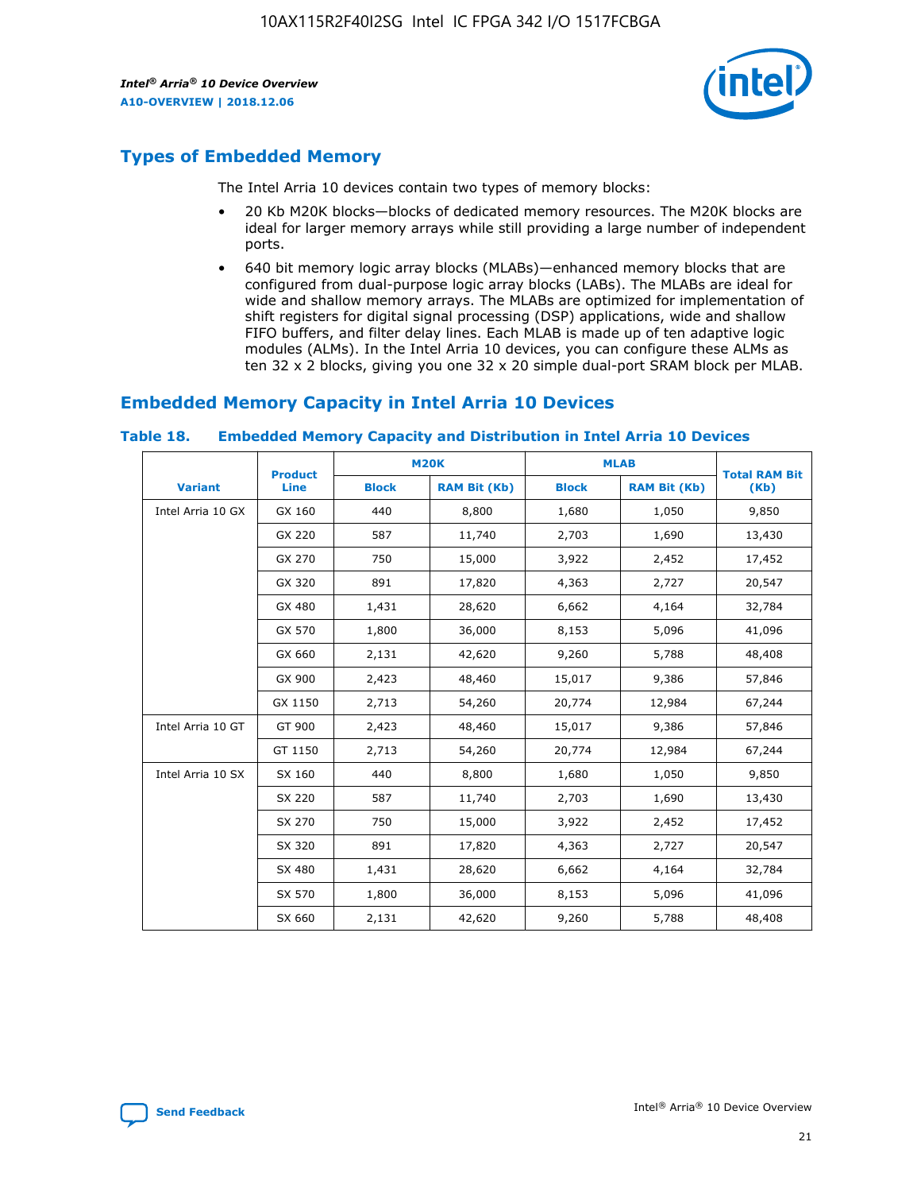## Types of Embedded Memory

The Intel Arria 10 devices contain two types of memory blocks:

- 20 Kb M20K blocks—blocks of dedicated memory resources. The M20K blocks are ideal for larger memory arrays while still providing a large number of independent ports.
- 640 bit memory logic array blocks (MLABs)—enhanced memory blocks that are configured from dual-purpose logic array blocks (LABs). The MLABs are ideal for wide and shallow memory arrays. The MLABs are optimized for implementation of shift registers for digital signal processing (DSP) applications, wide and shallow FIFO buffers, and filter delay lines. Each MLAB is made up of ten adaptive logic modules (ALMs). In the Intel Arria 10 devices, you can configure these ALMs as ten 32 x 2 blocks, giving you one 32 x 20 simple dual-port SRAM block per MLAB.

## Embedded Memory Capacity in Intel Arria 10 Devices

**Table 18. Embedded Memory Capacity and Distribution in Intel Arria 10 Devices**

| Variant | Product Line | M20K | | MLAB | | Total RAM Bit (Kb) |
|---|---|---|---|---|---|---|
| | | Block | RAM Bit (Kb) | Block | RAM Bit (Kb) | |
| Intel Arria 10 GX | GX 160 | 440 | 8,800 | 1,680 | 1,050 | 9,850 |
| | GX 220 | 587 | 11,740 | 2,703 | 1,690 | 13,430 |
| | GX 270 | 750 | 15,000 | 3,922 | 2,452 | 17,452 |
| | GX 320 | 891 | 17,820 | 4,363 | 2,727 | 20,547 |
| | GX 480 | 1,431 | 28,620 | 6,662 | 4,164 | 32,784 |
| | GX 570 | 1,800 | 36,000 | 8,153 | 5,096 | 41,096 |
| | GX 660 | 2,131 | 42,620 | 9,260 | 5,788 | 48,408 |
| | GX 900 | 2,423 | 48,460 | 15,017 | 9,386 | 57,846 |
| | GX 1150 | 2,713 | 54,260 | 20,774 | 12,984 | 67,244 |
| Intel Arria 10 GT | GT 900 | 2,423 | 48,460 | 15,017 | 9,386 | 57,846 |
| | GT 1150 | 2,713 | 54,260 | 20,774 | 12,984 | 67,244 |
| Intel Arria 10 SX | SX 160 | 440 | 8,800 | 1,680 | 1,050 | 9,850 |
| | SX 220 | 587 | 11,740 | 2,703 | 1,690 | 13,430 |
| | SX 270 | 750 | 15,000 | 3,922 | 2,452 | 17,452 |
| | SX 320 | 891 | 17,820 | 4,363 | 2,727 | 20,547 |
| | SX 480 | 1,431 | 28,620 | 6,662 | 4,164 | 32,784 |
| | SX 570 | 1,800 | 36,000 | 8,153 | 5,096 | 41,096 |
| | SX 660 | 2,131 | 42,620 | 9,260 | 5,788 | 48,408 |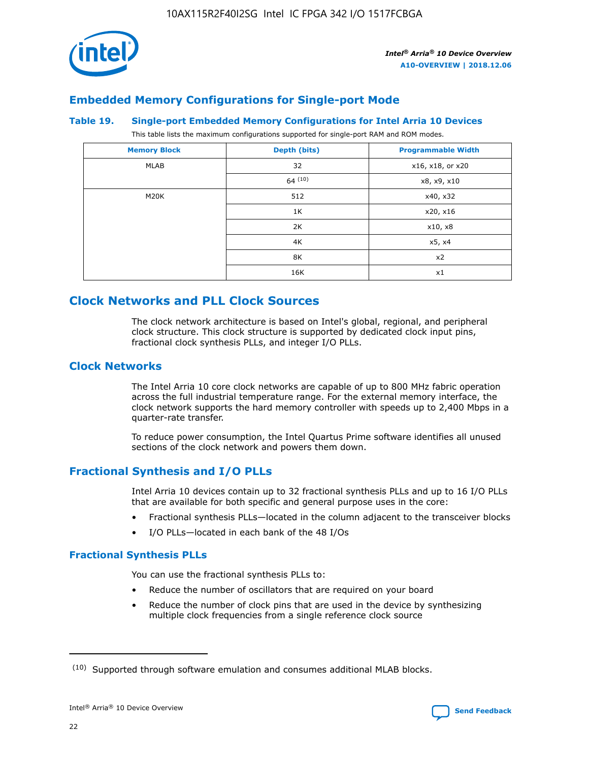## Embedded Memory Configurations for Single-port Mode

### Table 19. Single-port Embedded Memory Configurations for Intel Arria 10 Devices

This table lists the maximum configurations supported for single-port RAM and ROM modes.

| Memory Block | Depth (bits) | Programmable Width |
| --- | --- | --- |
| MLAB | 32 | x16, x18, or x20 |
| | 64 [(10)] | x8, x9, x10 |
| M20K | 512 | x40, x32 |
| | 1K | x20, x16 |
| | 2K | x10, x8 |
| | 4K | x5, x4 |
| | 8K | x2 |
| | 16K | x1 |

# Clock Networks and PLL Clock Sources

The clock network architecture is based on Intel's global, regional, and peripheral clock structure. This clock structure is supported by dedicated clock input pins, fractional clock synthesis PLLs, and integer I/O PLLs.

## Clock Networks

The Intel Arria 10 core clock networks are capable of up to 800 MHz fabric operation across the full industrial temperature range. For the external memory interface, the clock network supports the hard memory controller with speeds up to 2,400 Mbps in a quarter-rate transfer.

To reduce power consumption, the Intel Quartus Prime software identifies all unused sections of the clock network and powers them down.

## Fractional Synthesis and I/O PLLs

Intel Arria 10 devices contain up to 32 fractional synthesis PLLs and up to 16 I/O PLLs that are available for both specific and general purpose uses in the core:

- Fractional synthesis PLLs—located in the column adjacent to the transceiver blocks
- I/O PLLs—located in each bank of the 48 I/Os

### Fractional Synthesis PLLs

You can use the fractional synthesis PLLs to:

- Reduce the number of oscillators that are required on your board
- Reduce the number of clock pins that are used in the device by synthesizing multiple clock frequencies from a single reference clock source

(10) Supported through software emulation and consumes additional MLAB blocks.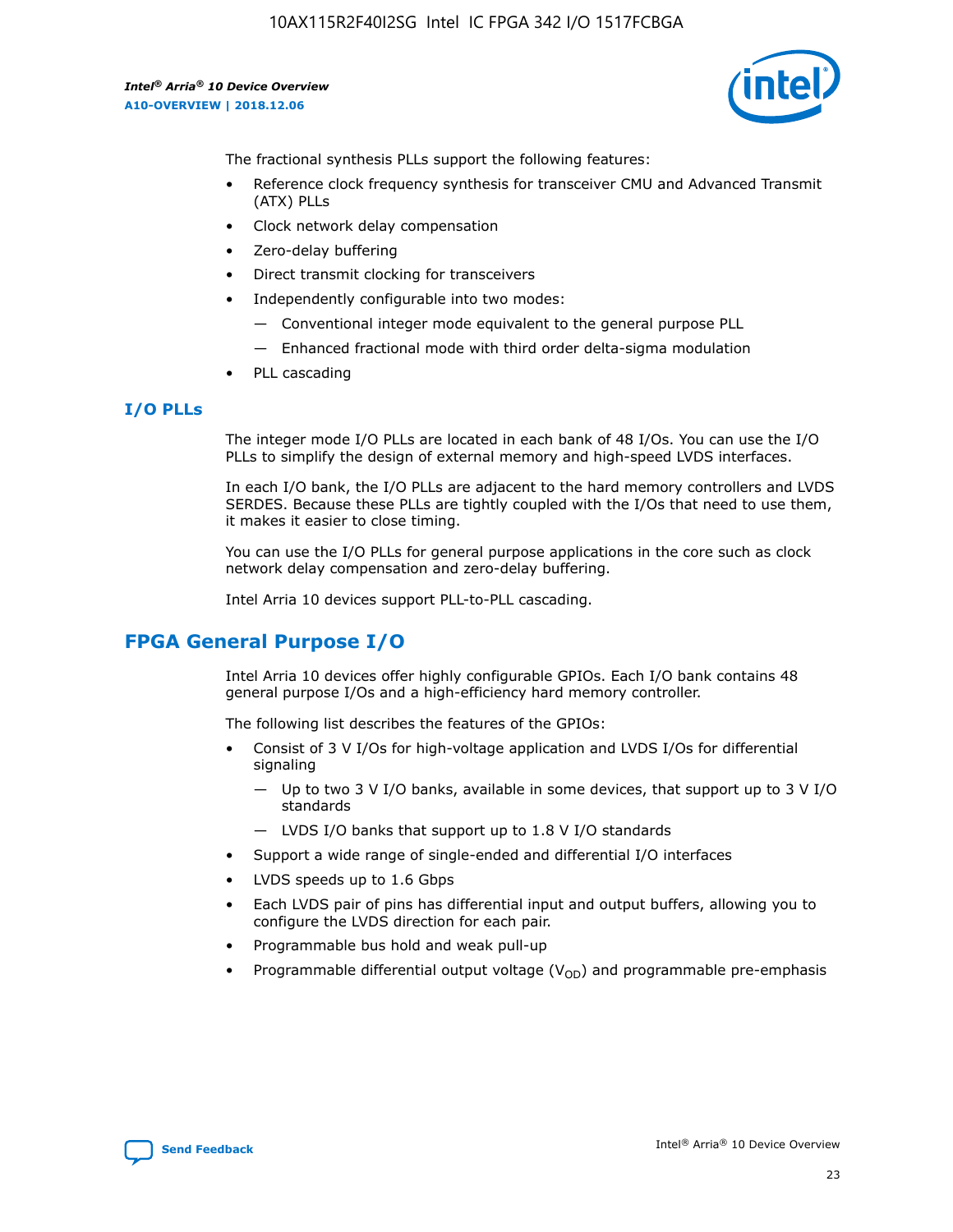The fractional synthesis PLLs support the following features:

- Reference clock frequency synthesis for transceiver CMU and Advanced Transmit (ATX) PLLs
- Clock network delay compensation
- Zero-delay buffering
- Direct transmit clocking for transceivers
- Independently configurable into two modes:
  - — Conventional integer mode equivalent to the general purpose PLL
  - — Enhanced fractional mode with third order delta-sigma modulation
- PLL cascading

### I/O PLLs

The integer mode I/O PLLs are located in each bank of 48 I/Os. You can use the I/O PLLs to simplify the design of external memory and high-speed LVDS interfaces.

In each I/O bank, the I/O PLLs are adjacent to the hard memory controllers and LVDS SERDES. Because these PLLs are tightly coupled with the I/Os that need to use them, it makes it easier to close timing.

You can use the I/O PLLs for general purpose applications in the core such as clock network delay compensation and zero-delay buffering.

Intel Arria 10 devices support PLL-to-PLL cascading.

## FPGA General Purpose I/O

Intel Arria 10 devices offer highly configurable GPIOs. Each I/O bank contains 48 general purpose I/Os and a high-efficiency hard memory controller.

The following list describes the features of the GPIOs:

- Consist of 3 V I/Os for high-voltage application and LVDS I/Os for differential signaling
  - — Up to two 3 V I/O banks, available in some devices, that support up to 3 V I/O standards
  - — LVDS I/O banks that support up to 1.8 V I/O standards
- Support a wide range of single-ended and differential I/O interfaces
- LVDS speeds up to 1.6 Gbps
- Each LVDS pair of pins has differential input and output buffers, allowing you to configure the LVDS direction for each pair.
- Programmable bus hold and weak pull-up
- Programmable differential output voltage ($V_{OD}$) and programmable pre-emphasis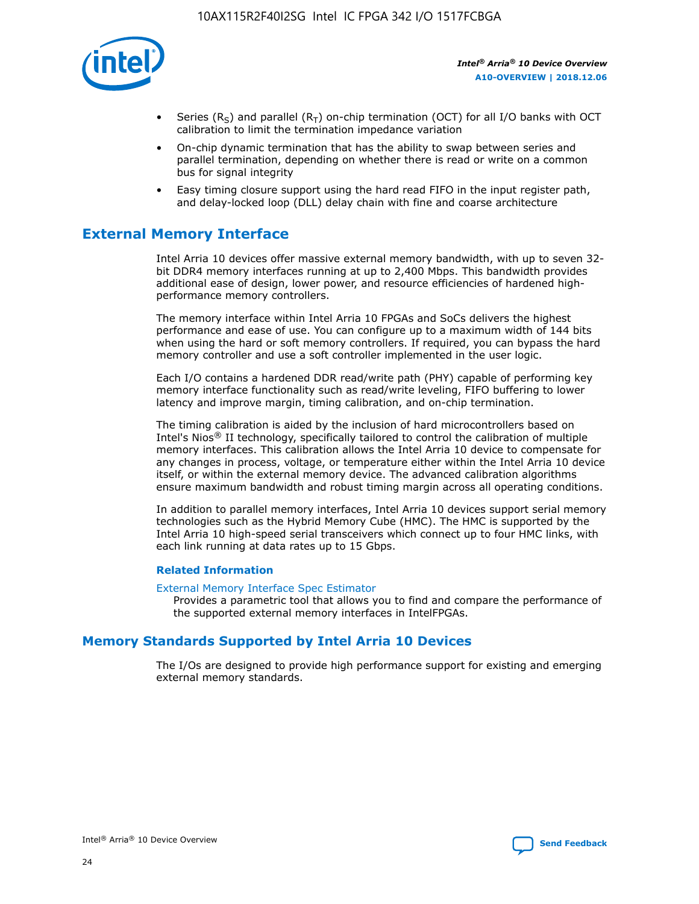- Series ($R_S$) and parallel ($R_T$) on-chip termination (OCT) for all I/O banks with OCT calibration to limit the termination impedance variation
- On-chip dynamic termination that has the ability to swap between series and parallel termination, depending on whether there is read or write on a common bus for signal integrity
- Easy timing closure support using the hard read FIFO in the input register path, and delay-locked loop (DLL) delay chain with fine and coarse architecture

## External Memory Interface

Intel Arria 10 devices offer massive external memory bandwidth, with up to seven 32-bit DDR4 memory interfaces running at up to 2,400 Mbps. This bandwidth provides additional ease of design, lower power, and resource efficiencies of hardened high-performance memory controllers.

The memory interface within Intel Arria 10 FPGAs and SoCs delivers the highest performance and ease of use. You can configure up to a maximum width of 144 bits when using the hard or soft memory controllers. If required, you can bypass the hard memory controller and use a soft controller implemented in the user logic.

Each I/O contains a hardened DDR read/write path (PHY) capable of performing key memory interface functionality such as read/write leveling, FIFO buffering to lower latency and improve margin, timing calibration, and on-chip termination.

The timing calibration is aided by the inclusion of hard microcontrollers based on Intel's Nios® II technology, specifically tailored to control the calibration of multiple memory interfaces. This calibration allows the Intel Arria 10 device to compensate for any changes in process, voltage, or temperature either within the Intel Arria 10 device itself, or within the external memory device. The advanced calibration algorithms ensure maximum bandwidth and robust timing margin across all operating conditions.

In addition to parallel memory interfaces, Intel Arria 10 devices support serial memory technologies such as the Hybrid Memory Cube (HMC). The HMC is supported by the Intel Arria 10 high-speed serial transceivers which connect up to four HMC links, with each link running at data rates up to 15 Gbps.

### Related Information

External Memory Interface Spec Estimator

Provides a parametric tool that allows you to find and compare the performance of the supported external memory interfaces in IntelFPGAs.

## Memory Standards Supported by Intel Arria 10 Devices

The I/Os are designed to provide high performance support for existing and emerging external memory standards.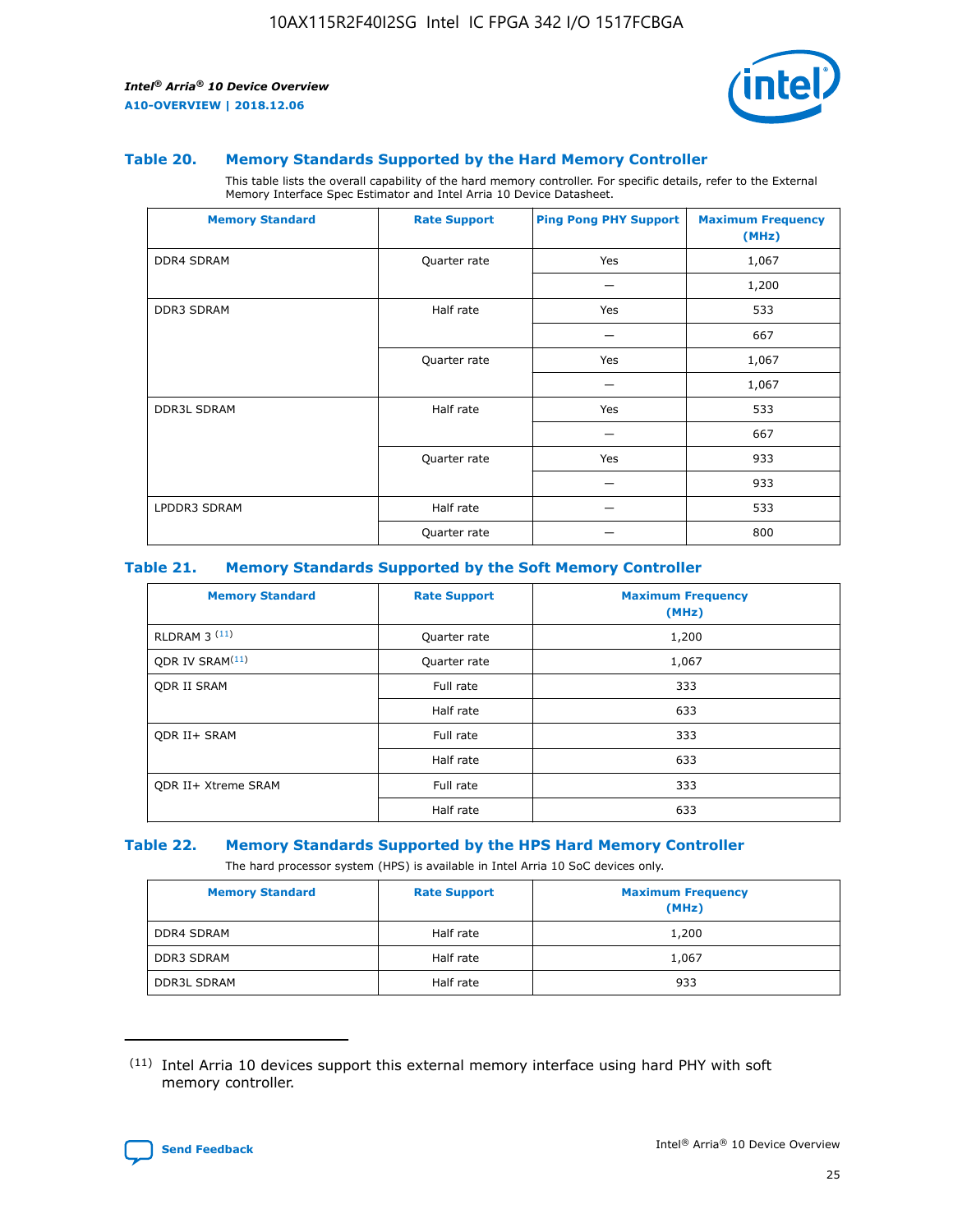### Table 20. Memory Standards Supported by the Hard Memory Controller

This table lists the overall capability of the hard memory controller. For specific details, refer to the External Memory Interface Spec Estimator and Intel Arria 10 Device Datasheet.

| Memory Standard | Rate Support | Ping Pong PHY Support | Maximum Frequency (MHz) |
|---|---|---|---|
| DDR4 SDRAM | Quarter rate | Yes | 1,067 |
| | | — | 1,200 |
| DDR3 SDRAM | Half rate | Yes | 533 |
| | | — | 667 |
| | Quarter rate | Yes | 1,067 |
| | | — | 1,067 |
| DDR3L SDRAM | Half rate | Yes | 533 |
| | | — | 667 |
| | Quarter rate | Yes | 933 |
| | | — | 933 |
| LPDDR3 SDRAM | Half rate | — | 533 |
| | Quarter rate | — | 800 |

### Table 21. Memory Standards Supported by the Soft Memory Controller

| Memory Standard | Rate Support | Maximum Frequency (MHz) |
|---|---|---|
| RLDRAM 3 (11) | Quarter rate | 1,200 |
| QDR IV SRAM(11) | Quarter rate | 1,067 |
| QDR II SRAM | Full rate | 333 |
| | Half rate | 633 |
| QDR II+ SRAM | Full rate | 333 |
| | Half rate | 633 |
| QDR II+ Xtreme SRAM | Full rate | 333 |
| | Half rate | 633 |

### Table 22. Memory Standards Supported by the HPS Hard Memory Controller

The hard processor system (HPS) is available in Intel Arria 10 SoC devices only.

| Memory Standard | Rate Support | Maximum Frequency (MHz) |
|---|---|---|
| DDR4 SDRAM | Half rate | 1,200 |
| DDR3 SDRAM | Half rate | 1,067 |
| DDR3L SDRAM | Half rate | 933 |

(11) Intel Arria 10 devices support this external memory interface using hard PHY with soft memory controller.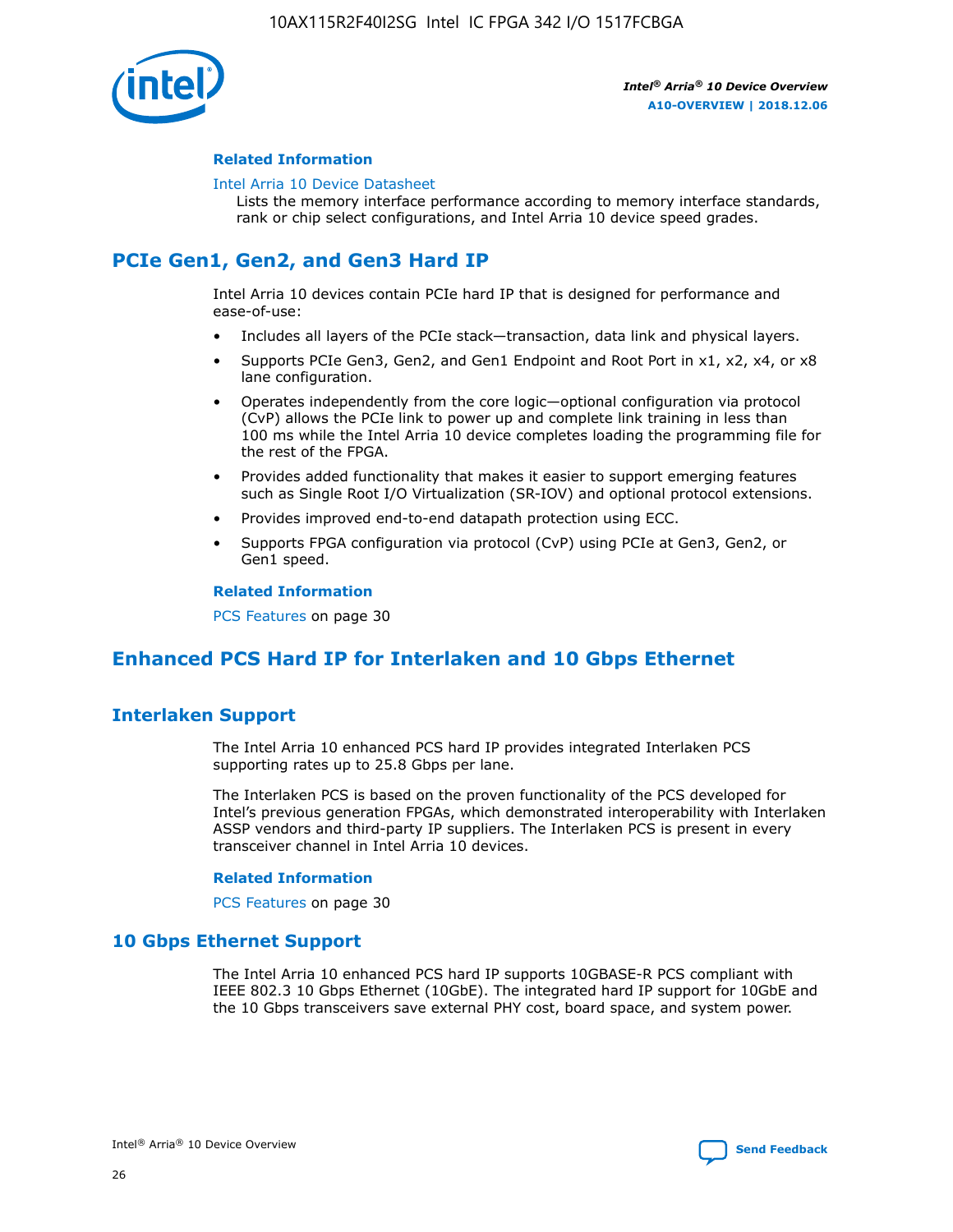#### Related Information

Intel Arria 10 Device Datasheet

Lists the memory interface performance according to memory interface standards, rank or chip select configurations, and Intel Arria 10 device speed grades.

## PCIe Gen1, Gen2, and Gen3 Hard IP

Intel Arria 10 devices contain PCIe hard IP that is designed for performance and ease-of-use:

- Includes all layers of the PCIe stack—transaction, data link and physical layers.
- Supports PCIe Gen3, Gen2, and Gen1 Endpoint and Root Port in x1, x2, x4, or x8 lane configuration.
- Operates independently from the core logic—optional configuration via protocol (CvP) allows the PCIe link to power up and complete link training in less than 100 ms while the Intel Arria 10 device completes loading the programming file for the rest of the FPGA.
- Provides added functionality that makes it easier to support emerging features such as Single Root I/O Virtualization (SR-IOV) and optional protocol extensions.
- Provides improved end-to-end datapath protection using ECC.
- Supports FPGA configuration via protocol (CvP) using PCIe at Gen3, Gen2, or Gen1 speed.

#### Related Information

PCS Features on page 30

## Enhanced PCS Hard IP for Interlaken and 10 Gbps Ethernet

### Interlaken Support

The Intel Arria 10 enhanced PCS hard IP provides integrated Interlaken PCS supporting rates up to 25.8 Gbps per lane.

The Interlaken PCS is based on the proven functionality of the PCS developed for Intel's previous generation FPGAs, which demonstrated interoperability with Interlaken ASSP vendors and third-party IP suppliers. The Interlaken PCS is present in every transceiver channel in Intel Arria 10 devices.

#### Related Information

PCS Features on page 30

### 10 Gbps Ethernet Support

The Intel Arria 10 enhanced PCS hard IP supports 10GBASE-R PCS compliant with IEEE 802.3 10 Gbps Ethernet (10GbE). The integrated hard IP support for 10GbE and the 10 Gbps transceivers save external PHY cost, board space, and system power.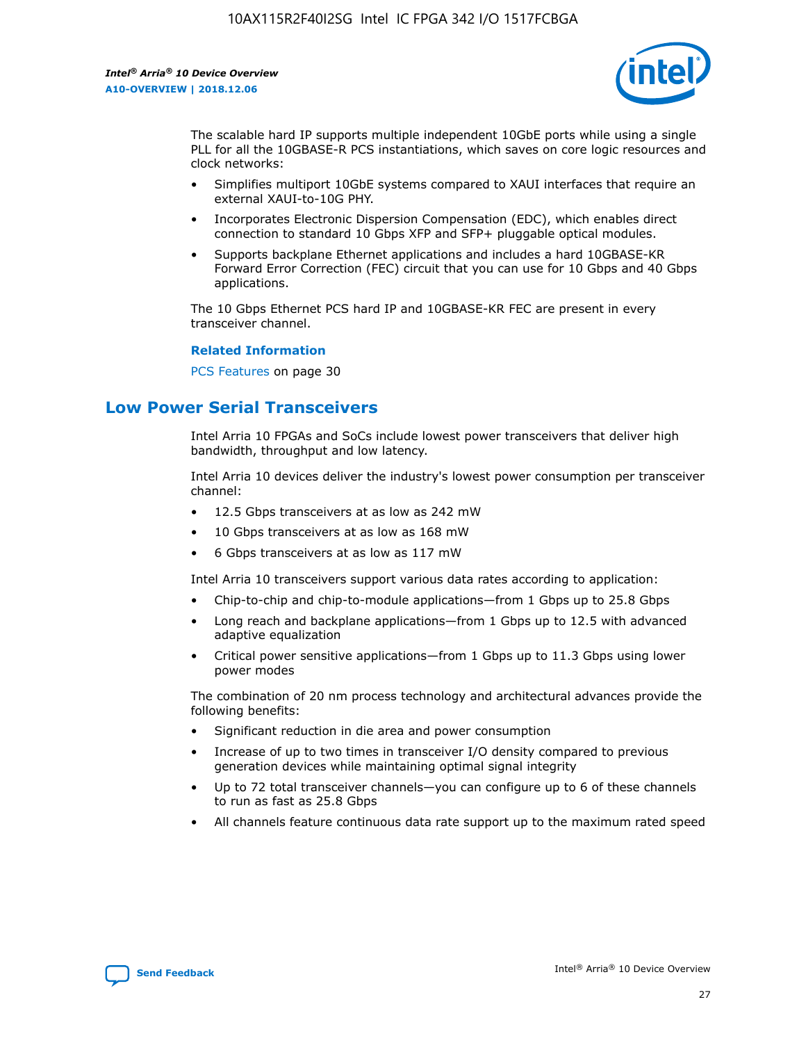The scalable hard IP supports multiple independent 10GbE ports while using a single PLL for all the 10GBASE-R PCS instantiations, which saves on core logic resources and clock networks:

- Simplifies multiport 10GbE systems compared to XAUI interfaces that require an external XAUI-to-10G PHY.
- Incorporates Electronic Dispersion Compensation (EDC), which enables direct connection to standard 10 Gbps XFP and SFP+ pluggable optical modules.
- Supports backplane Ethernet applications and includes a hard 10GBASE-KR Forward Error Correction (FEC) circuit that you can use for 10 Gbps and 40 Gbps applications.

The 10 Gbps Ethernet PCS hard IP and 10GBASE-KR FEC are present in every transceiver channel.

**Related Information**

PCS Features on page 30

## Low Power Serial Transceivers

Intel Arria 10 FPGAs and SoCs include lowest power transceivers that deliver high bandwidth, throughput and low latency.

Intel Arria 10 devices deliver the industry's lowest power consumption per transceiver channel:

- 12.5 Gbps transceivers at as low as 242 mW
- 10 Gbps transceivers at as low as 168 mW
- 6 Gbps transceivers at as low as 117 mW

Intel Arria 10 transceivers support various data rates according to application:

- Chip-to-chip and chip-to-module applications—from 1 Gbps up to 25.8 Gbps
- Long reach and backplane applications—from 1 Gbps up to 12.5 with advanced adaptive equalization
- Critical power sensitive applications—from 1 Gbps up to 11.3 Gbps using lower power modes

The combination of 20 nm process technology and architectural advances provide the following benefits:

- Significant reduction in die area and power consumption
- Increase of up to two times in transceiver I/O density compared to previous generation devices while maintaining optimal signal integrity
- Up to 72 total transceiver channels—you can configure up to 6 of these channels to run as fast as 25.8 Gbps
- All channels feature continuous data rate support up to the maximum rated speed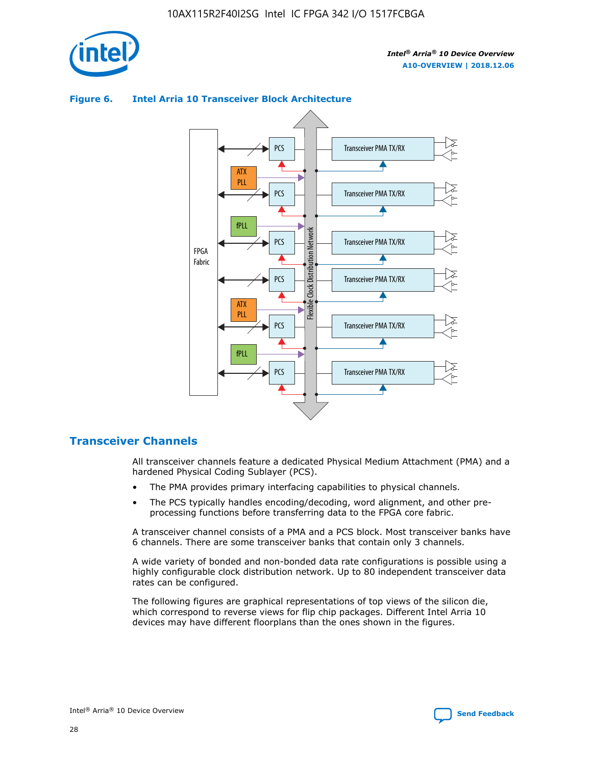**Figure 6. Intel Arria 10 Transceiver Block Architecture**

## Transceiver Channels

All transceiver channels feature a dedicated Physical Medium Attachment (PMA) and a hardened Physical Coding Sublayer (PCS).

- The PMA provides primary interfacing capabilities to physical channels.
- The PCS typically handles encoding/decoding, word alignment, and other pre-processing functions before transferring data to the FPGA core fabric.

A transceiver channel consists of a PMA and a PCS block. Most transceiver banks have 6 channels. There are some transceiver banks that contain only 3 channels.

A wide variety of bonded and non-bonded data rate configurations is possible using a highly configurable clock distribution network. Up to 80 independent transceiver data rates can be configured.

The following figures are graphical representations of top views of the silicon die, which correspond to reverse views for flip chip packages. Different Intel Arria 10 devices may have different floorplans than the ones shown in the figures.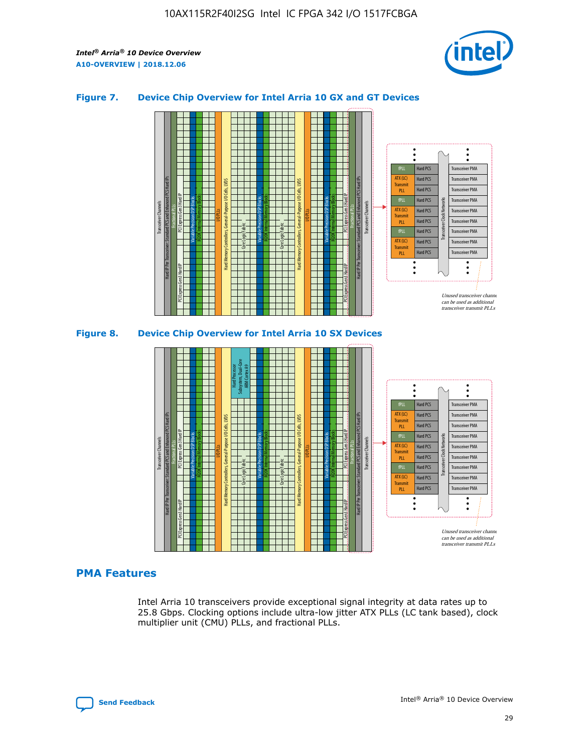## Figure 7. Device Chip Overview for Intel Arria 10 GX and GT Devices

## Figure 8. Device Chip Overview for Intel Arria 10 SX Devices

## PMA Features

Intel Arria 10 transceivers provide exceptional signal integrity at data rates up to 25.8 Gbps. Clocking options include ultra-low jitter ATX PLLs (LC tank based), clock multiplier unit (CMU) PLLs, and fractional PLLs.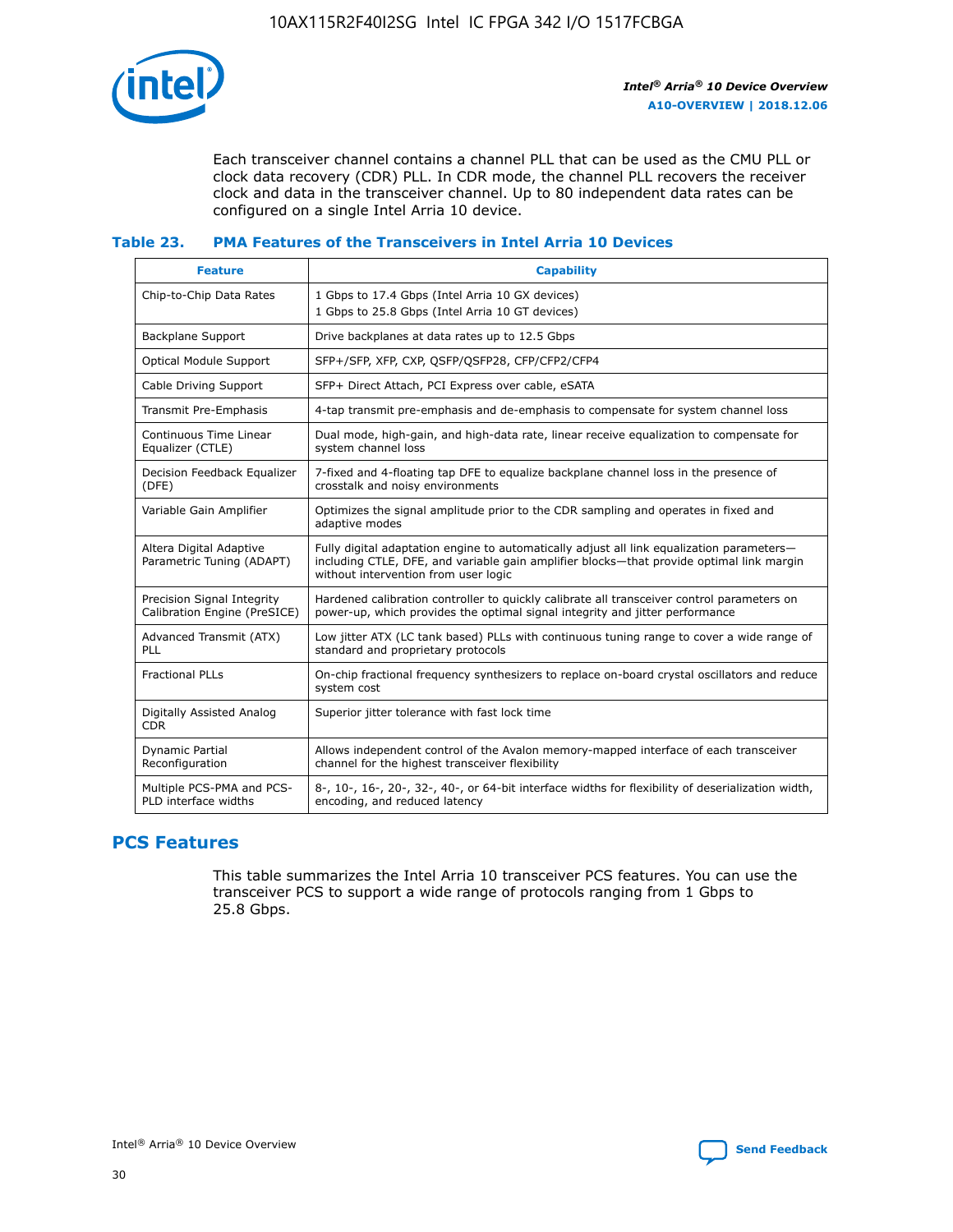Each transceiver channel contains a channel PLL that can be used as the CMU PLL or clock data recovery (CDR) PLL. In CDR mode, the channel PLL recovers the receiver clock and data in the transceiver channel. Up to 80 independent data rates can be configured on a single Intel Arria 10 device.

### Table 23. PMA Features of the Transceivers in Intel Arria 10 Devices

| Feature | Capability |
|---|---|
| Chip-to-Chip Data Rates | 1 Gbps to 17.4 Gbps (Intel Arria 10 GX devices)<br>1 Gbps to 25.8 Gbps (Intel Arria 10 GT devices) |
| Backplane Support | Drive backplanes at data rates up to 12.5 Gbps |
| Optical Module Support | SFP+/SFP, XFP, CXP, QSFP/QSFP28, CFP/CFP2/CFP4 |
| Cable Driving Support | SFP+ Direct Attach, PCI Express over cable, eSATA |
| Transmit Pre-Emphasis | 4-tap transmit pre-emphasis and de-emphasis to compensate for system channel loss |
| Continuous Time Linear Equalizer (CTLE) | Dual mode, high-gain, and high-data rate, linear receive equalization to compensate for system channel loss |
| Decision Feedback Equalizer (DFE) | 7-fixed and 4-floating tap DFE to equalize backplane channel loss in the presence of crosstalk and noisy environments |
| Variable Gain Amplifier | Optimizes the signal amplitude prior to the CDR sampling and operates in fixed and adaptive modes |
| Altera Digital Adaptive Parametric Tuning (ADAPT) | Fully digital adaptation engine to automatically adjust all link equalization parameters—including CTLE, DFE, and variable gain amplifier blocks—that provide optimal link margin without intervention from user logic |
| Precision Signal Integrity Calibration Engine (PreSICE) | Hardened calibration controller to quickly calibrate all transceiver control parameters on power-up, which provides the optimal signal integrity and jitter performance |
| Advanced Transmit (ATX) PLL | Low jitter ATX (LC tank based) PLLs with continuous tuning range to cover a wide range of standard and proprietary protocols |
| Fractional PLLs | On-chip fractional frequency synthesizers to replace on-board crystal oscillators and reduce system cost |
| Digitally Assisted Analog CDR | Superior jitter tolerance with fast lock time |
| Dynamic Partial Reconfiguration | Allows independent control of the Avalon memory-mapped interface of each transceiver channel for the highest transceiver flexibility |
| Multiple PCS-PMA and PCS-PLD interface widths | 8-, 10-, 16-, 20-, 32-, 40-, or 64-bit interface widths for flexibility of deserialization width, encoding, and reduced latency |

## PCS Features

This table summarizes the Intel Arria 10 transceiver PCS features. You can use the transceiver PCS to support a wide range of protocols ranging from 1 Gbps to 25.8 Gbps.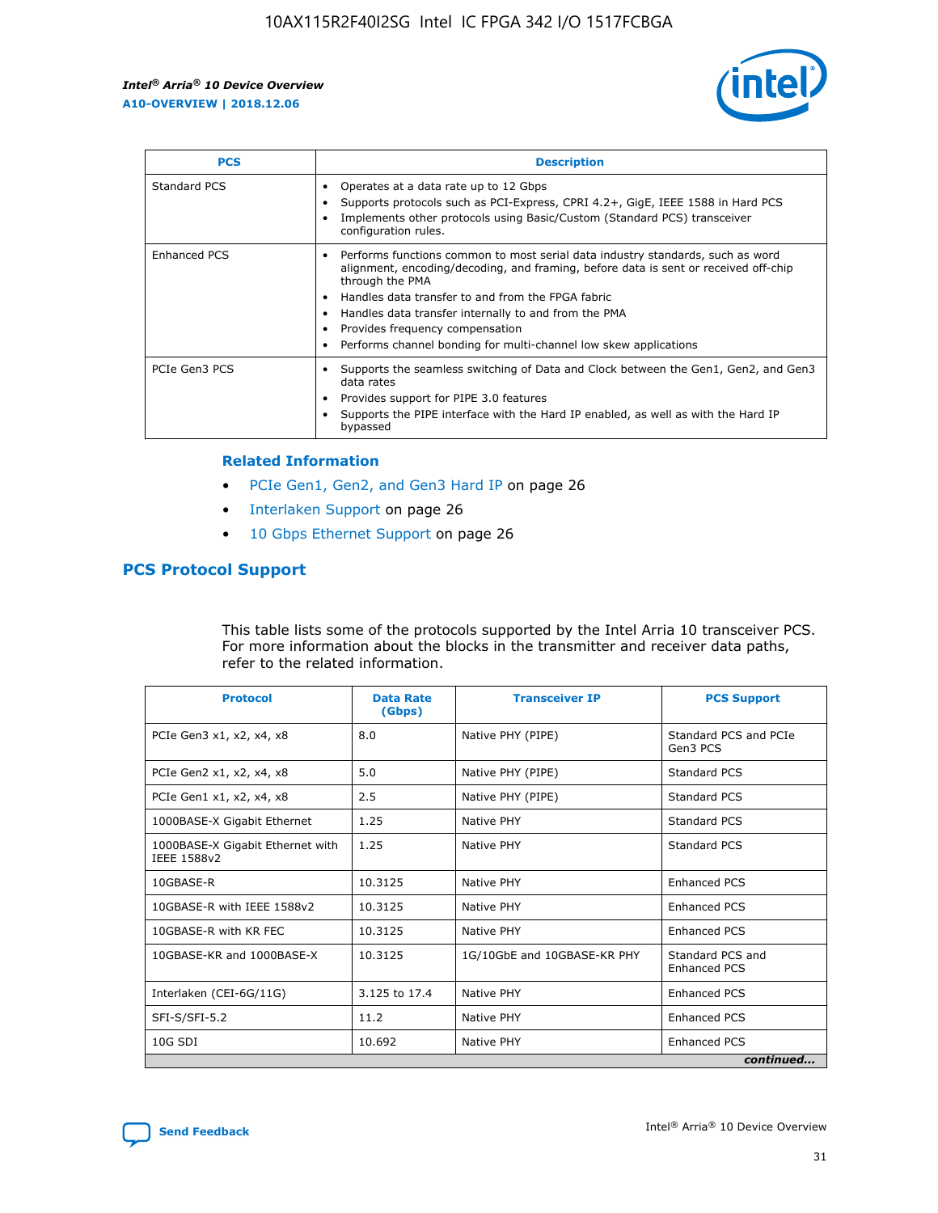| PCS | Description |
| --- | --- |
| Standard PCS | • Operates at a data rate up to 12 Gbps<br>• Supports protocols such as PCI-Express, CPRI 4.2+, GigE, IEEE 1588 in Hard PCS<br>• Implements other protocols using Basic/Custom (Standard PCS) transceiver configuration rules. |
| Enhanced PCS | • Performs functions common to most serial data industry standards, such as word alignment, encoding/decoding, and framing, before data is sent or received off-chip through the PMA<br>• Handles data transfer to and from the FPGA fabric<br>• Handles data transfer internally to and from the PMA<br>• Provides frequency compensation<br>• Performs channel bonding for multi-channel low skew applications |
| PCIe Gen3 PCS | • Supports the seamless switching of Data and Clock between the Gen1, Gen2, and Gen3 data rates<br>• Provides support for PIPE 3.0 features<br>• Supports the PIPE interface with the Hard IP enabled, as well as with the Hard IP bypassed |

### Related Information

- PCIe Gen1, Gen2, and Gen3 Hard IP on page 26
- Interlaken Support on page 26
- 10 Gbps Ethernet Support on page 26

## PCS Protocol Support

This table lists some of the protocols supported by the Intel Arria 10 transceiver PCS. For more information about the blocks in the transmitter and receiver data paths, refer to the related information.

| Protocol | Data Rate (Gbps) | Transceiver IP | PCS Support |
| --- | --- | --- | --- |
| PCIe Gen3 x1, x2, x4, x8 | 8.0 | Native PHY (PIPE) | Standard PCS and PCIe Gen3 PCS |
| PCIe Gen2 x1, x2, x4, x8 | 5.0 | Native PHY (PIPE) | Standard PCS |
| PCIe Gen1 x1, x2, x4, x8 | 2.5 | Native PHY (PIPE) | Standard PCS |
| 1000BASE-X Gigabit Ethernet | 1.25 | Native PHY | Standard PCS |
| 1000BASE-X Gigabit Ethernet with IEEE 1588v2 | 1.25 | Native PHY | Standard PCS |
| 10GBASE-R | 10.3125 | Native PHY | Enhanced PCS |
| 10GBASE-R with IEEE 1588v2 | 10.3125 | Native PHY | Enhanced PCS |
| 10GBASE-R with KR FEC | 10.3125 | Native PHY | Enhanced PCS |
| 10GBASE-KR and 1000BASE-X | 10.3125 | 1G/10GbE and 10GBASE-KR PHY | Standard PCS and Enhanced PCS |
| Interlaken (CEI-6G/11G) | 3.125 to 17.4 | Native PHY | Enhanced PCS |
| SFI-S/SFI-5.2 | 11.2 | Native PHY | Enhanced PCS |
| 10G SDI | 10.692 | Native PHY | Enhanced PCS |

*continued...*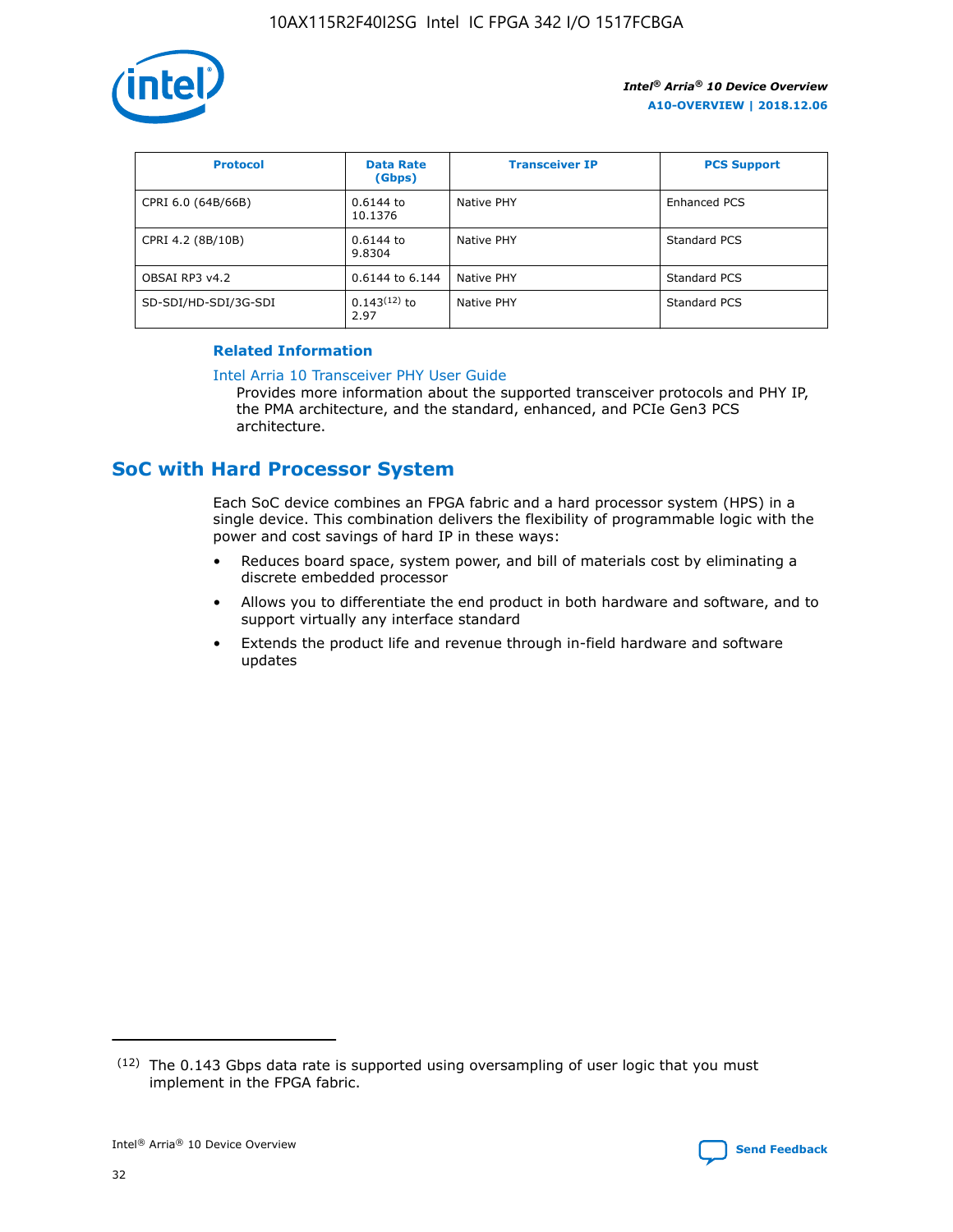| Protocol | Data Rate (Gbps) | Transceiver IP | PCS Support |
| --- | --- | --- | --- |
| CPRI 6.0 (64B/66B) | 0.6144 to 10.1376 | Native PHY | Enhanced PCS |
| CPRI 4.2 (8B/10B) | 0.6144 to 9.8304 | Native PHY | Standard PCS |
| OBSAI RP3 v4.2 | 0.6144 to 6.144 | Native PHY | Standard PCS |
| SD-SDI/HD-SDI/3G-SDI | 0.143[12] to 2.97 | Native PHY | Standard PCS |

**Related Information**

Intel Arria 10 Transceiver PHY User Guide

Provides more information about the supported transceiver protocols and PHY IP, the PMA architecture, and the standard, enhanced, and PCIe Gen3 PCS architecture.

## SoC with Hard Processor System

Each SoC device combines an FPGA fabric and a hard processor system (HPS) in a single device. This combination delivers the flexibility of programmable logic with the power and cost savings of hard IP in these ways:

- Reduces board space, system power, and bill of materials cost by eliminating a discrete embedded processor
- Allows you to differentiate the end product in both hardware and software, and to support virtually any interface standard
- Extends the product life and revenue through in-field hardware and software updates

(12) The 0.143 Gbps data rate is supported using oversampling of user logic that you must implement in the FPGA fabric.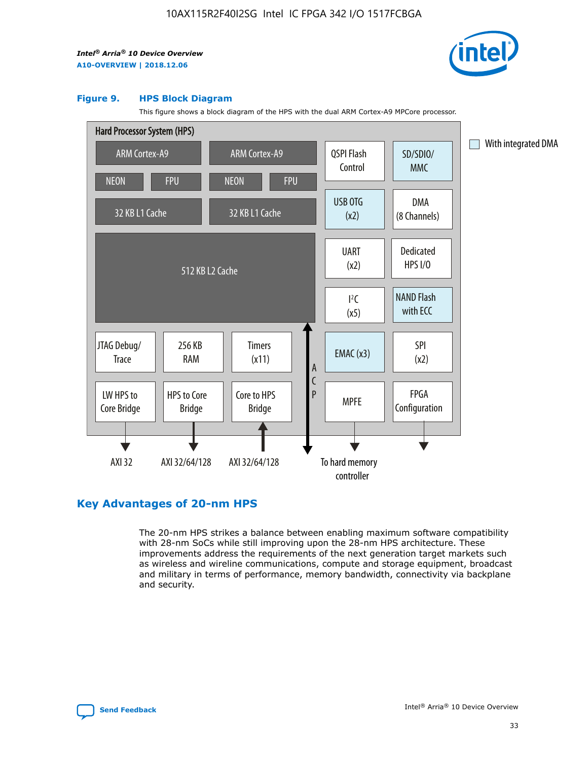**Figure 9. HPS Block Diagram**

This figure shows a block diagram of the HPS with the dual ARM Cortex-A9 MPCore processor.

Hard Processor System (HPS)

ARM Cortex-A9 | ARM Cortex-A9 | QSPI Flash Control | SD/SDIO/MMC

NEON | FPU | NEON | FPU

32 KB L1 Cache | 32 KB L1 Cache | USB OTG (x2) | DMA (8 Channels)

512 KB L2 Cache | UART (x2) | Dedicated HPS I/O | I²C (x5) | NAND Flash with ECC

JTAG Debug/Trace | 256 KB RAM | Timers (x11) | ACP | EMAC (x3) | SPI (x2)

LW HPS to Core Bridge | HPS to Core Bridge | Core to HPS Bridge | MPFE | FPGA Configuration

AXI 32 | AXI 32/64/128 | AXI 32/64/128 | To hard memory controller

With integrated DMA

## Key Advantages of 20-nm HPS

The 20-nm HPS strikes a balance between enabling maximum software compatibility with 28-nm SoCs while still improving upon the 28-nm HPS architecture. These improvements address the requirements of the next generation target markets such as wireless and wireline communications, compute and storage equipment, broadcast and military in terms of performance, memory bandwidth, connectivity via backplane and security.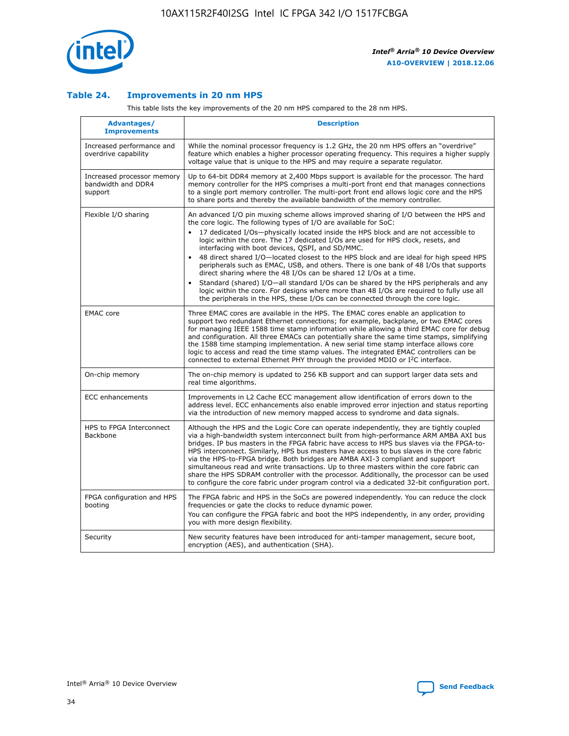### Table 24. Improvements in 20 nm HPS

This table lists the key improvements of the 20 nm HPS compared to the 28 nm HPS.

| Advantages/ Improvements | Description |
|---|---|
| Increased performance and overdrive capability | While the nominal processor frequency is 1.2 GHz, the 20 nm HPS offers an "overdrive" feature which enables a higher processor operating frequency. This requires a higher supply voltage value that is unique to the HPS and may require a separate regulator. |
| Increased processor memory bandwidth and DDR4 support | Up to 64-bit DDR4 memory at 2,400 Mbps support is available for the processor. The hard memory controller for the HPS comprises a multi-port front end that manages connections to a single port memory controller. The multi-port front end allows logic core and the HPS to share ports and thereby the available bandwidth of the memory controller. |
| Flexible I/O sharing | An advanced I/O pin muxing scheme allows improved sharing of I/O between the HPS and the core logic. The following types of I/O are available for SoC:<br>• 17 dedicated I/Os—physically located inside the HPS block and are not accessible to logic within the core. The 17 dedicated I/Os are used for HPS clock, resets, and interfacing with boot devices, QSPI, and SD/MMC.<br>• 48 direct shared I/O—located closest to the HPS block and are ideal for high speed HPS peripherals such as EMAC, USB, and others. There is one bank of 48 I/Os that supports direct sharing where the 48 I/Os can be shared 12 I/Os at a time.<br>• Standard (shared) I/O—all standard I/Os can be shared by the HPS peripherals and any logic within the core. For designs where more than 48 I/Os are required to fully use all the peripherals in the HPS, these I/Os can be connected through the core logic. |
| EMAC core | Three EMAC cores are available in the HPS. The EMAC cores enable an application to support two redundant Ethernet connections; for example, backplane, or two EMAC cores for managing IEEE 1588 time stamp information while allowing a third EMAC core for debug and configuration. All three EMACs can potentially share the same time stamps, simplifying the 1588 time stamping implementation. A new serial time stamp interface allows core logic to access and read the time stamp values. The integrated EMAC controllers can be connected to external Ethernet PHY through the provided MDIO or I²C interface. |
| On-chip memory | The on-chip memory is updated to 256 KB support and can support larger data sets and real time algorithms. |
| ECC enhancements | Improvements in L2 Cache ECC management allow identification of errors down to the address level. ECC enhancements also enable improved error injection and status reporting via the introduction of new memory mapped access to syndrome and data signals. |
| HPS to FPGA Interconnect Backbone | Although the HPS and the Logic Core can operate independently, they are tightly coupled via a high-bandwidth system interconnect built from high-performance ARM AMBA AXI bus bridges. IP bus masters in the FPGA fabric have access to HPS bus slaves via the FPGA-to-HPS interconnect. Similarly, HPS bus masters have access to bus slaves in the core fabric via the HPS-to-FPGA bridge. Both bridges are AMBA AXI-3 compliant and support simultaneous read and write transactions. Up to three masters within the core fabric can share the HPS SDRAM controller with the processor. Additionally, the processor can be used to configure the core fabric under program control via a dedicated 32-bit configuration port. |
| FPGA configuration and HPS booting | The FPGA fabric and HPS in the SoCs are powered independently. You can reduce the clock frequencies or gate the clocks to reduce dynamic power.<br>You can configure the FPGA fabric and boot the HPS independently, in any order, providing you with more design flexibility. |
| Security | New security features have been introduced for anti-tamper management, secure boot, encryption (AES), and authentication (SHA). |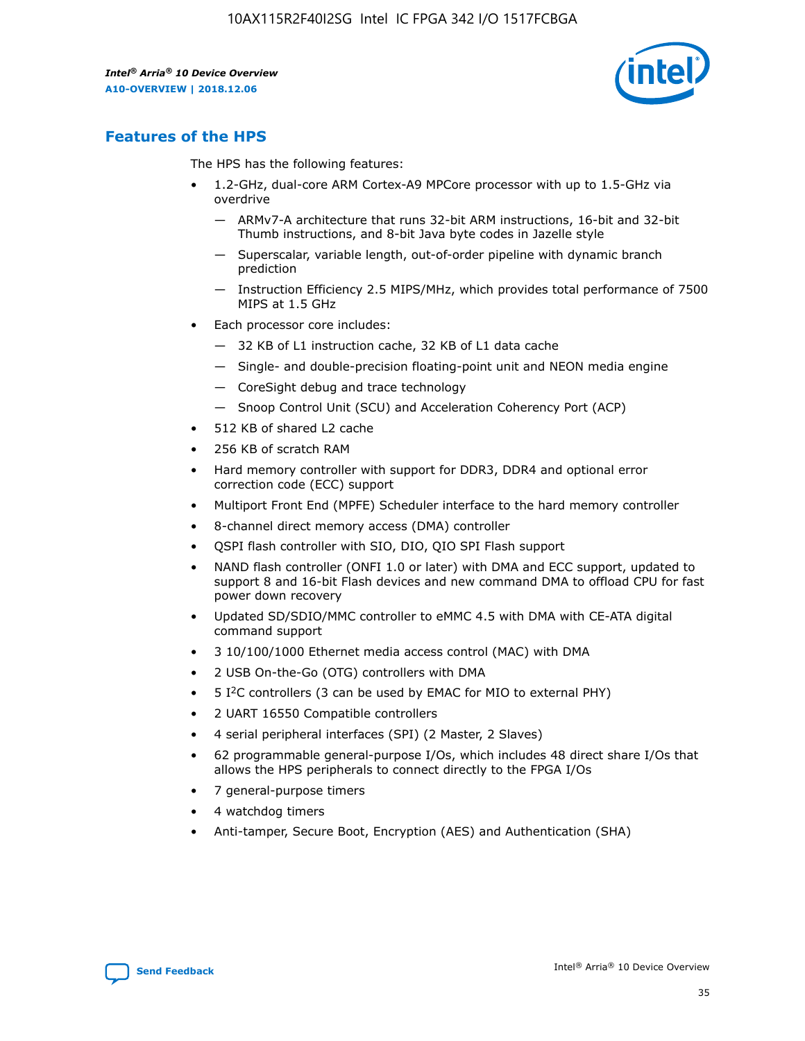## Features of the HPS

The HPS has the following features:

- 1.2-GHz, dual-core ARM Cortex-A9 MPCore processor with up to 1.5-GHz via overdrive
  - — ARMv7-A architecture that runs 32-bit ARM instructions, 16-bit and 32-bit Thumb instructions, and 8-bit Java byte codes in Jazelle style
  - — Superscalar, variable length, out-of-order pipeline with dynamic branch prediction
  - — Instruction Efficiency 2.5 MIPS/MHz, which provides total performance of 7500 MIPS at 1.5 GHz
- Each processor core includes:
  - — 32 KB of L1 instruction cache, 32 KB of L1 data cache
  - — Single- and double-precision floating-point unit and NEON media engine
  - — CoreSight debug and trace technology
  - — Snoop Control Unit (SCU) and Acceleration Coherency Port (ACP)
- 512 KB of shared L2 cache
- 256 KB of scratch RAM
- Hard memory controller with support for DDR3, DDR4 and optional error correction code (ECC) support
- Multiport Front End (MPFE) Scheduler interface to the hard memory controller
- 8-channel direct memory access (DMA) controller
- QSPI flash controller with SIO, DIO, QIO SPI Flash support
- NAND flash controller (ONFI 1.0 or later) with DMA and ECC support, updated to support 8 and 16-bit Flash devices and new command DMA to offload CPU for fast power down recovery
- Updated SD/SDIO/MMC controller to eMMC 4.5 with DMA with CE-ATA digital command support
- 3 10/100/1000 Ethernet media access control (MAC) with DMA
- 2 USB On-the-Go (OTG) controllers with DMA
- 5 I$^2$C controllers (3 can be used by EMAC for MIO to external PHY)
- 2 UART 16550 Compatible controllers
- 4 serial peripheral interfaces (SPI) (2 Master, 2 Slaves)
- 62 programmable general-purpose I/Os, which includes 48 direct share I/Os that allows the HPS peripherals to connect directly to the FPGA I/Os
- 7 general-purpose timers
- 4 watchdog timers
- Anti-tamper, Secure Boot, Encryption (AES) and Authentication (SHA)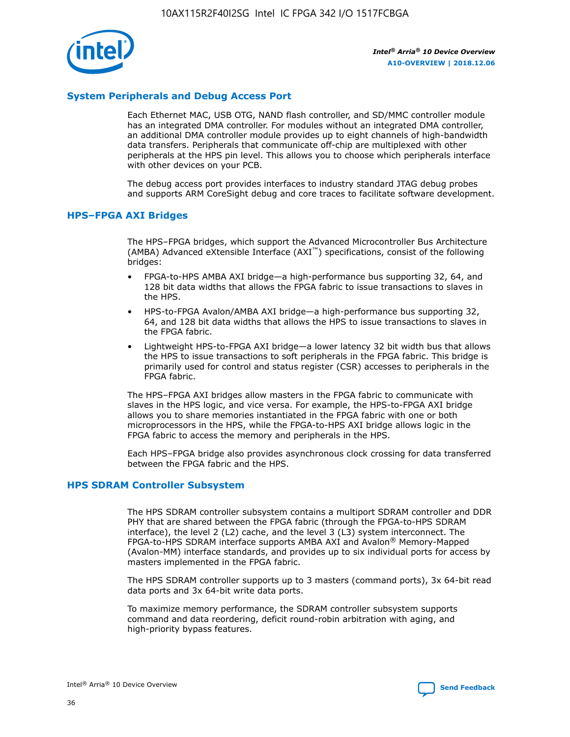## System Peripherals and Debug Access Port

Each Ethernet MAC, USB OTG, NAND flash controller, and SD/MMC controller module has an integrated DMA controller. For modules without an integrated DMA controller, an additional DMA controller module provides up to eight channels of high-bandwidth data transfers. Peripherals that communicate off-chip are multiplexed with other peripherals at the HPS pin level. This allows you to choose which peripherals interface with other devices on your PCB.

The debug access port provides interfaces to industry standard JTAG debug probes and supports ARM CoreSight debug and core traces to facilitate software development.

## HPS–FPGA AXI Bridges

The HPS–FPGA bridges, which support the Advanced Microcontroller Bus Architecture (AMBA) Advanced eXtensible Interface (AXI™) specifications, consist of the following bridges:

- FPGA-to-HPS AMBA AXI bridge—a high-performance bus supporting 32, 64, and 128 bit data widths that allows the FPGA fabric to issue transactions to slaves in the HPS.
- HPS-to-FPGA Avalon/AMBA AXI bridge—a high-performance bus supporting 32, 64, and 128 bit data widths that allows the HPS to issue transactions to slaves in the FPGA fabric.
- Lightweight HPS-to-FPGA AXI bridge—a lower latency 32 bit width bus that allows the HPS to issue transactions to soft peripherals in the FPGA fabric. This bridge is primarily used for control and status register (CSR) accesses to peripherals in the FPGA fabric.

The HPS–FPGA AXI bridges allow masters in the FPGA fabric to communicate with slaves in the HPS logic, and vice versa. For example, the HPS-to-FPGA AXI bridge allows you to share memories instantiated in the FPGA fabric with one or both microprocessors in the HPS, while the FPGA-to-HPS AXI bridge allows logic in the FPGA fabric to access the memory and peripherals in the HPS.

Each HPS–FPGA bridge also provides asynchronous clock crossing for data transferred between the FPGA fabric and the HPS.

## HPS SDRAM Controller Subsystem

The HPS SDRAM controller subsystem contains a multiport SDRAM controller and DDR PHY that are shared between the FPGA fabric (through the FPGA-to-HPS SDRAM interface), the level 2 (L2) cache, and the level 3 (L3) system interconnect. The FPGA-to-HPS SDRAM interface supports AMBA AXI and Avalon® Memory-Mapped (Avalon-MM) interface standards, and provides up to six individual ports for access by masters implemented in the FPGA fabric.

The HPS SDRAM controller supports up to 3 masters (command ports), 3x 64-bit read data ports and 3x 64-bit write data ports.

To maximize memory performance, the SDRAM controller subsystem supports command and data reordering, deficit round-robin arbitration with aging, and high-priority bypass features.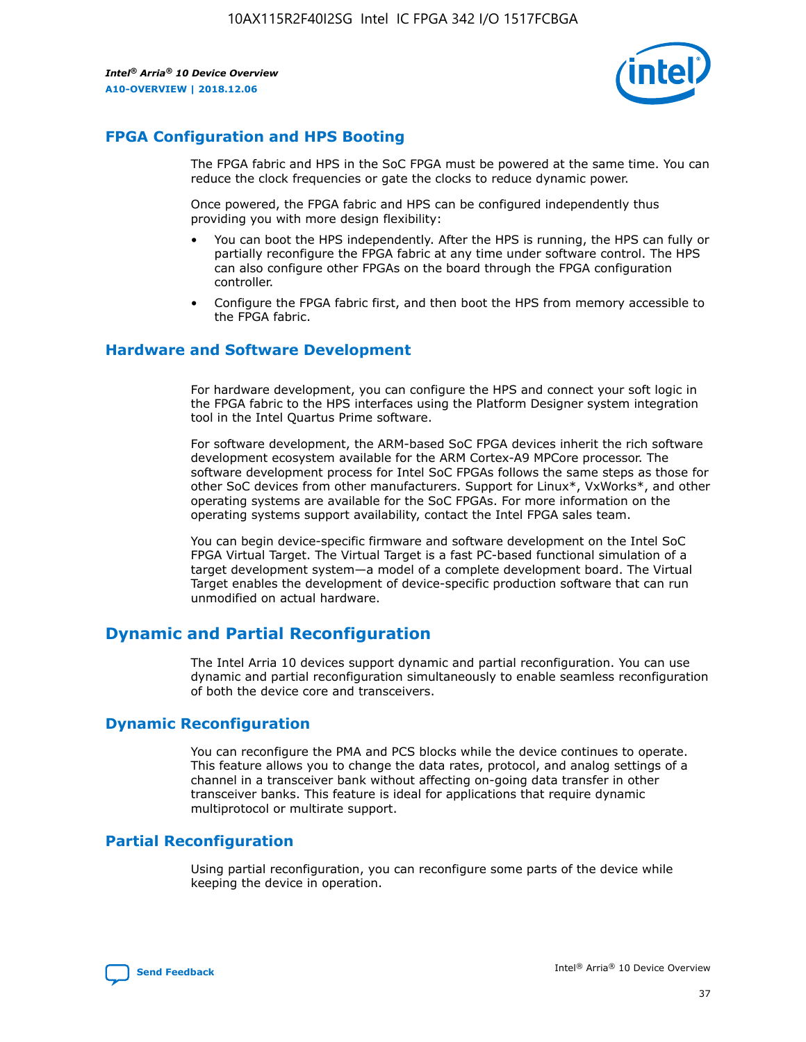## FPGA Configuration and HPS Booting

The FPGA fabric and HPS in the SoC FPGA must be powered at the same time. You can reduce the clock frequencies or gate the clocks to reduce dynamic power.

Once powered, the FPGA fabric and HPS can be configured independently thus providing you with more design flexibility:

- You can boot the HPS independently. After the HPS is running, the HPS can fully or partially reconfigure the FPGA fabric at any time under software control. The HPS can also configure other FPGAs on the board through the FPGA configuration controller.
- Configure the FPGA fabric first, and then boot the HPS from memory accessible to the FPGA fabric.

## Hardware and Software Development

For hardware development, you can configure the HPS and connect your soft logic in the FPGA fabric to the HPS interfaces using the Platform Designer system integration tool in the Intel Quartus Prime software.

For software development, the ARM-based SoC FPGA devices inherit the rich software development ecosystem available for the ARM Cortex-A9 MPCore processor. The software development process for Intel SoC FPGAs follows the same steps as those for other SoC devices from other manufacturers. Support for Linux*, VxWorks*, and other operating systems are available for the SoC FPGAs. For more information on the operating systems support availability, contact the Intel FPGA sales team.

You can begin device-specific firmware and software development on the Intel SoC FPGA Virtual Target. The Virtual Target is a fast PC-based functional simulation of a target development system—a model of a complete development board. The Virtual Target enables the development of device-specific production software that can run unmodified on actual hardware.

# Dynamic and Partial Reconfiguration

The Intel Arria 10 devices support dynamic and partial reconfiguration. You can use dynamic and partial reconfiguration simultaneously to enable seamless reconfiguration of both the device core and transceivers.

## Dynamic Reconfiguration

You can reconfigure the PMA and PCS blocks while the device continues to operate. This feature allows you to change the data rates, protocol, and analog settings of a channel in a transceiver bank without affecting on-going data transfer in other transceiver banks. This feature is ideal for applications that require dynamic multiprotocol or multirate support.

## Partial Reconfiguration

Using partial reconfiguration, you can reconfigure some parts of the device while keeping the device in operation.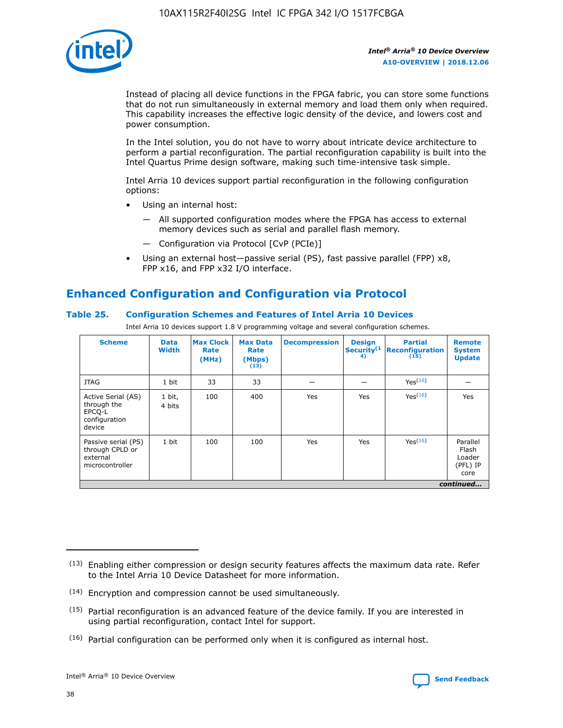Instead of placing all device functions in the FPGA fabric, you can store some functions that do not run simultaneously in external memory and load them only when required. This capability increases the effective logic density of the device, and lowers cost and power consumption.

In the Intel solution, you do not have to worry about intricate device architecture to perform a partial reconfiguration. The partial reconfiguration capability is built into the Intel Quartus Prime design software, making such time-intensive task simple.

Intel Arria 10 devices support partial reconfiguration in the following configuration options:

- Using an internal host:
  - — All supported configuration modes where the FPGA has access to external memory devices such as serial and parallel flash memory.
  - — Configuration via Protocol [CvP (PCIe)]
- Using an external host—passive serial (PS), fast passive parallel (FPP) x8, FPP x16, and FPP x32 I/O interface.

## Enhanced Configuration and Configuration via Protocol

### Table 25. Configuration Schemes and Features of Intel Arria 10 Devices

Intel Arria 10 devices support 1.8 V programming voltage and several configuration schemes.

| Scheme | Data Width | Max Clock Rate (MHz) | Max Data Rate (Mbps) (13) | Decompression | Design Security (14) | Partial Reconfiguration (15) | Remote System Update |
|---|---|---|---|---|---|---|---|
| JTAG | 1 bit | 33 | 33 | — | — | Yes(16) | — |
| Active Serial (AS) through the EPCQ-L configuration device | 1 bit, 4 bits | 100 | 400 | Yes | Yes | Yes(16) | Yes |
| Passive serial (PS) through CPLD or external microcontroller | 1 bit | 100 | 100 | Yes | Yes | Yes(16) | Parallel Flash Loader (PFL) IP core |

*continued...*

(13) Enabling either compression or design security features affects the maximum data rate. Refer to the Intel Arria 10 Device Datasheet for more information.

(14) Encryption and compression cannot be used simultaneously.

(15) Partial reconfiguration is an advanced feature of the device family. If you are interested in using partial reconfiguration, contact Intel for support.

(16) Partial configuration can be performed only when it is configured as internal host.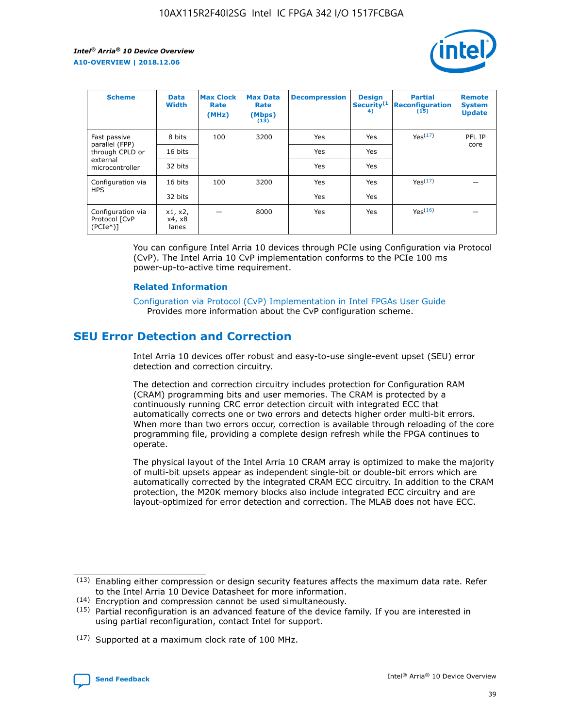| Scheme | Data Width | Max Clock Rate (MHz) | Max Data Rate (Mbps) (13) | Decompression | Design Security(14) | Partial Reconfiguration (15) | Remote System Update |
| --- | --- | --- | --- | --- | --- | --- | --- |
| Fast passive parallel (FPP) through CPLD or external microcontroller | 8 bits | 100 | 3200 | Yes | Yes | Yes(17) | PFL IP core |
| | 16 bits | | | Yes | Yes | | |
| | 32 bits | | | Yes | Yes | | |
| Configuration via HPS | 16 bits | 100 | 3200 | Yes | Yes | Yes(17) | — |
| | 32 bits | | | Yes | Yes | | |
| Configuration via Protocol [CvP (PCIe*)] | x1, x2, x4, x8 lanes | — | 8000 | Yes | Yes | Yes(16) | — |

You can configure Intel Arria 10 devices through PCIe using Configuration via Protocol (CvP). The Intel Arria 10 CvP implementation conforms to the PCIe 100 ms power-up-to-active time requirement.

**Related Information**

Configuration via Protocol (CvP) Implementation in Intel FPGAs User Guide
Provides more information about the CvP configuration scheme.

## SEU Error Detection and Correction

Intel Arria 10 devices offer robust and easy-to-use single-event upset (SEU) error detection and correction circuitry.

The detection and correction circuitry includes protection for Configuration RAM (CRAM) programming bits and user memories. The CRAM is protected by a continuously running CRC error detection circuit with integrated ECC that automatically corrects one or two errors and detects higher order multi-bit errors. When more than two errors occur, correction is available through reloading of the core programming file, providing a complete design refresh while the FPGA continues to operate.

The physical layout of the Intel Arria 10 CRAM array is optimized to make the majority of multi-bit upsets appear as independent single-bit or double-bit errors which are automatically corrected by the integrated CRAM ECC circuitry. In addition to the CRAM protection, the M20K memory blocks also include integrated ECC circuitry and are layout-optimized for error detection and correction. The MLAB does not have ECC.

(13) Enabling either compression or design security features affects the maximum data rate. Refer to the Intel Arria 10 Device Datasheet for more information.

(14) Encryption and compression cannot be used simultaneously.

(15) Partial reconfiguration is an advanced feature of the device family. If you are interested in using partial reconfiguration, contact Intel for support.

(17) Supported at a maximum clock rate of 100 MHz.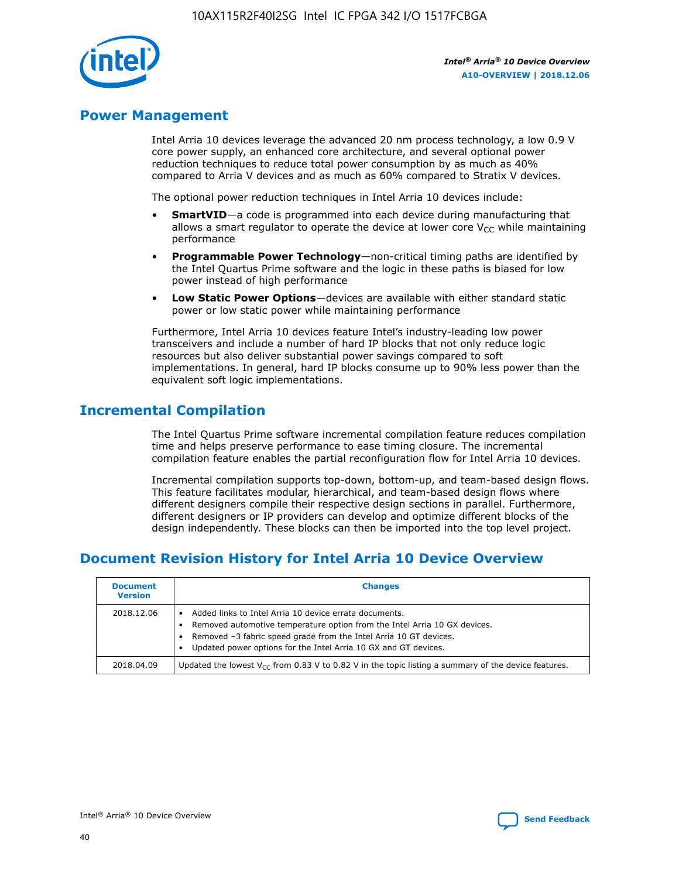## Power Management

Intel Arria 10 devices leverage the advanced 20 nm process technology, a low 0.9 V core power supply, an enhanced core architecture, and several optional power reduction techniques to reduce total power consumption by as much as 40% compared to Arria V devices and as much as 60% compared to Stratix V devices.

The optional power reduction techniques in Intel Arria 10 devices include:

- **SmartVID**—a code is programmed into each device during manufacturing that allows a smart regulator to operate the device at lower core $V_{CC}$ while maintaining performance
- **Programmable Power Technology**—non-critical timing paths are identified by the Intel Quartus Prime software and the logic in these paths is biased for low power instead of high performance
- **Low Static Power Options**—devices are available with either standard static power or low static power while maintaining performance

Furthermore, Intel Arria 10 devices feature Intel's industry-leading low power transceivers and include a number of hard IP blocks that not only reduce logic resources but also deliver substantial power savings compared to soft implementations. In general, hard IP blocks consume up to 90% less power than the equivalent soft logic implementations.

## Incremental Compilation

The Intel Quartus Prime software incremental compilation feature reduces compilation time and helps preserve performance to ease timing closure. The incremental compilation feature enables the partial reconfiguration flow for Intel Arria 10 devices.

Incremental compilation supports top-down, bottom-up, and team-based design flows. This feature facilitates modular, hierarchical, and team-based design flows where different designers compile their respective design sections in parallel. Furthermore, different designers or IP providers can develop and optimize different blocks of the design independently. These blocks can then be imported into the top level project.

## Document Revision History for Intel Arria 10 Device Overview

| Document Version | Changes |
| --- | --- |
| 2018.12.06 | • Added links to Intel Arria 10 device errata documents.<br>• Removed automotive temperature option from the Intel Arria 10 GX devices.<br>• Removed –3 fabric speed grade from the Intel Arria 10 GT devices.<br>• Updated power options for the Intel Arria 10 GX and GT devices. |
| 2018.04.09 | Updated the lowest $V_{CC}$ from 0.83 V to 0.82 V in the topic listing a summary of the device features. |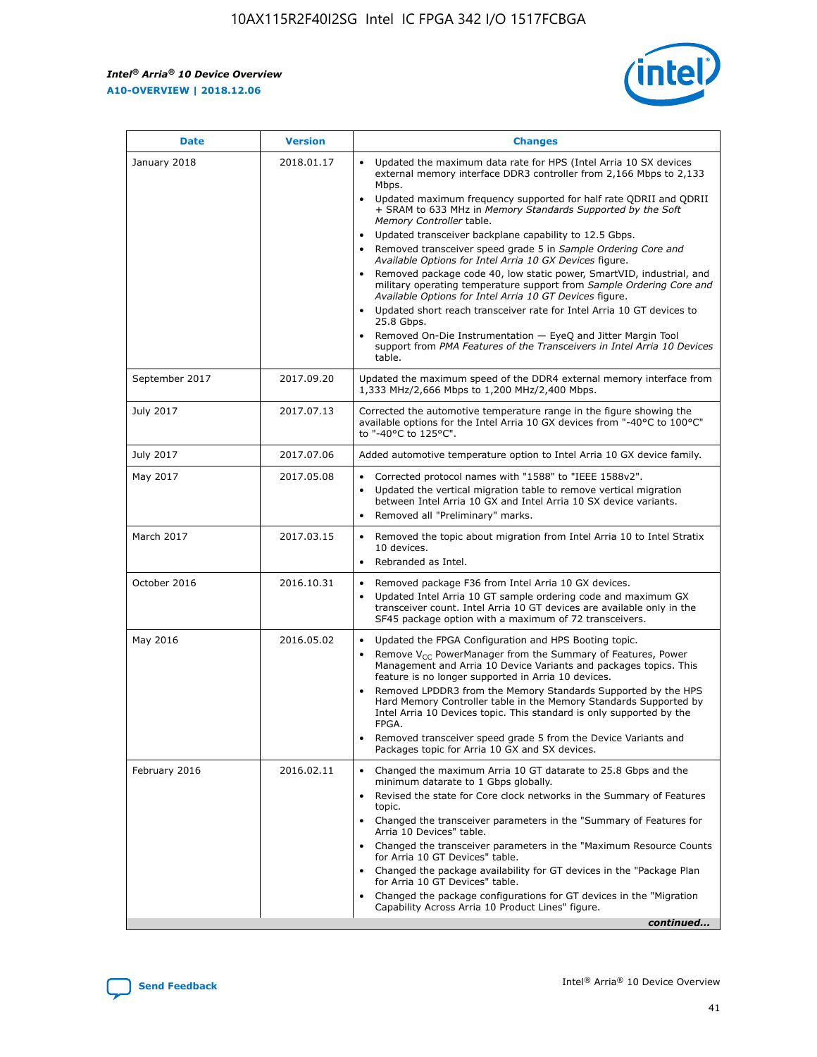| Date | Version | Changes |
| --- | --- | --- |
| January 2018 | 2018.01.17 | • Updated the maximum data rate for HPS (Intel Arria 10 SX devices external memory interface DDR3 controller from 2,166 Mbps to 2,133 Mbps.<br>• Updated maximum frequency supported for half rate QDRII and QDRII + SRAM to 633 MHz in *Memory Standards Supported by the Soft Memory Controller* table.<br>• Updated transceiver backplane capability to 12.5 Gbps.<br>• Removed transceiver speed grade 5 in *Sample Ordering Core and Available Options for Intel Arria 10 GX Devices* figure.<br>• Removed package code 40, low static power, SmartVID, industrial, and military operating temperature support from *Sample Ordering Core and Available Options for Intel Arria 10 GT Devices* figure.<br>• Updated short reach transceiver rate for Intel Arria 10 GT devices to 25.8 Gbps.<br>• Removed On-Die Instrumentation — EyeQ and Jitter Margin Tool support from *PMA Features of the Transceivers in Intel Arria 10 Devices* table. |
| September 2017 | 2017.09.20 | Updated the maximum speed of the DDR4 external memory interface from 1,333 MHz/2,666 Mbps to 1,200 MHz/2,400 Mbps. |
| July 2017 | 2017.07.13 | Corrected the automotive temperature range in the figure showing the available options for the Intel Arria 10 GX devices from "-40°C to 100°C" to "-40°C to 125°C". |
| July 2017 | 2017.07.06 | Added automotive temperature option to Intel Arria 10 GX device family. |
| May 2017 | 2017.05.08 | • Corrected protocol names with "1588" to "IEEE 1588v2".<br>• Updated the vertical migration table to remove vertical migration between Intel Arria 10 GX and Intel Arria 10 SX device variants.<br>• Removed all "Preliminary" marks. |
| March 2017 | 2017.03.15 | • Removed the topic about migration from Intel Arria 10 to Intel Stratix 10 devices.<br>• Rebranded as Intel. |
| October 2016 | 2016.10.31 | • Removed package F36 from Intel Arria 10 GX devices.<br>• Updated Intel Arria 10 GT sample ordering code and maximum GX transceiver count. Intel Arria 10 GT devices are available only in the SF45 package option with a maximum of 72 transceivers. |
| May 2016 | 2016.05.02 | • Updated the FPGA Configuration and HPS Booting topic.<br>• Remove $V_{CC}$ PowerManager from the Summary of Features, Power Management and Arria 10 Device Variants and packages topics. This feature is no longer supported in Arria 10 devices.<br>• Removed LPDDR3 from the Memory Standards Supported by the HPS Hard Memory Controller table in the Memory Standards Supported by Intel Arria 10 Devices topic. This standard is only supported by the FPGA.<br>• Removed transceiver speed grade 5 from the Device Variants and Packages topic for Arria 10 GX and SX devices. |
| February 2016 | 2016.02.11 | • Changed the maximum Arria 10 GT datarate to 25.8 Gbps and the minimum datarate to 1 Gbps globally.<br>• Revised the state for Core clock networks in the Summary of Features topic.<br>• Changed the transceiver parameters in the "Summary of Features for Arria 10 Devices" table.<br>• Changed the transceiver parameters in the "Maximum Resource Counts for Arria 10 GT Devices" table.<br>• Changed the package availability for GT devices in the "Package Plan for Arria 10 GT Devices" table.<br>• Changed the package configurations for GT devices in the "Migration Capability Across Arria 10 Product Lines" figure. |

*continued...*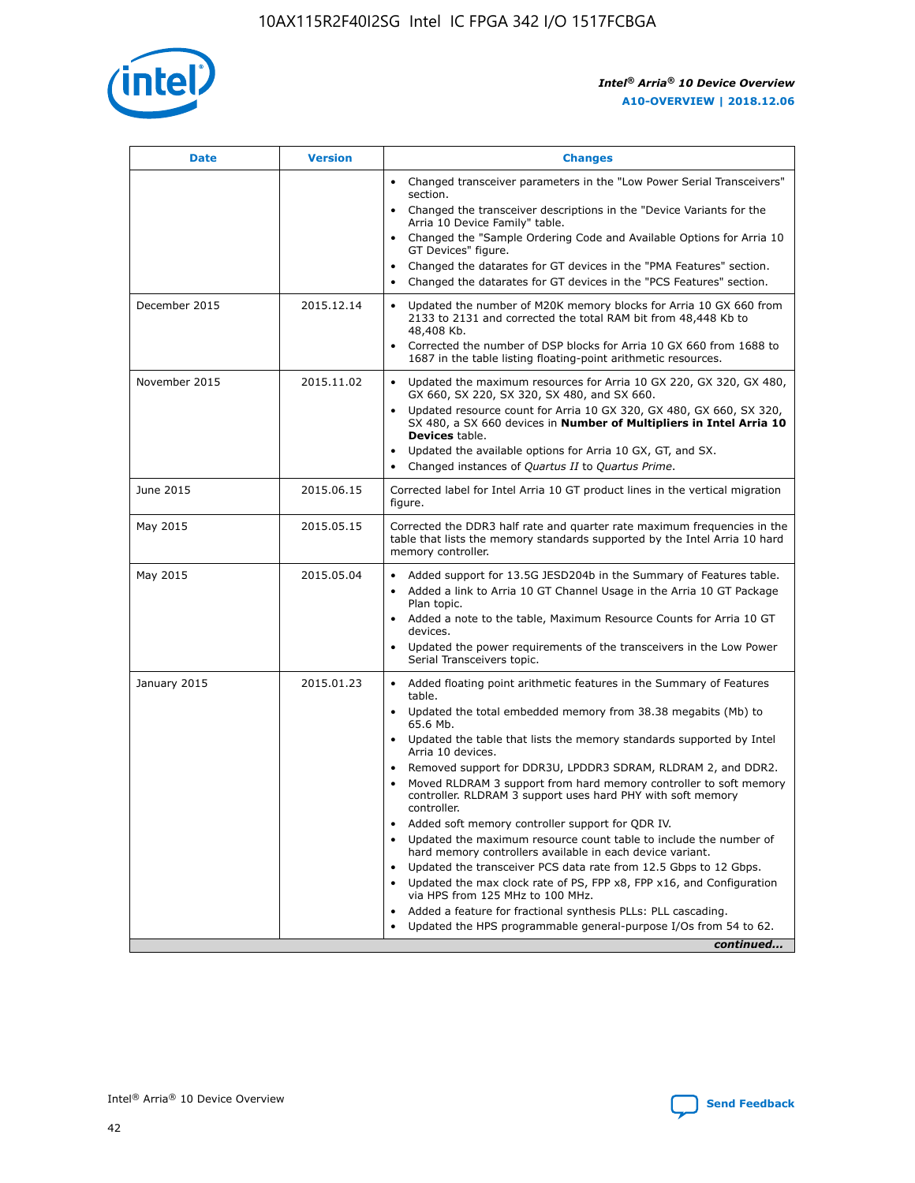| Date | Version | Changes |
| --- | --- | --- |
| | | • Changed transceiver parameters in the "Low Power Serial Transceivers" section.<br>• Changed the transceiver descriptions in the "Device Variants for the Arria 10 Device Family" table.<br>• Changed the "Sample Ordering Code and Available Options for Arria 10 GT Devices" figure.<br>• Changed the datarates for GT devices in the "PMA Features" section.<br>• Changed the datarates for GT devices in the "PCS Features" section. |
| December 2015 | 2015.12.14 | • Updated the number of M20K memory blocks for Arria 10 GX 660 from 2133 to 2131 and corrected the total RAM bit from 48,448 Kb to 48,408 Kb.<br>• Corrected the number of DSP blocks for Arria 10 GX 660 from 1688 to 1687 in the table listing floating-point arithmetic resources. |
| November 2015 | 2015.11.02 | • Updated the maximum resources for Arria 10 GX 220, GX 320, GX 480, GX 660, SX 220, SX 320, SX 480, and SX 660.<br>• Updated resource count for Arria 10 GX 320, GX 480, GX 660, SX 320, SX 480, a SX 660 devices in **Number of Multipliers in Intel Arria 10 Devices** table.<br>• Updated the available options for Arria 10 GX, GT, and SX.<br>• Changed instances of *Quartus II* to *Quartus Prime*. |
| June 2015 | 2015.06.15 | Corrected label for Intel Arria 10 GT product lines in the vertical migration figure. |
| May 2015 | 2015.05.15 | Corrected the DDR3 half rate and quarter rate maximum frequencies in the table that lists the memory standards supported by the Intel Arria 10 hard memory controller. |
| May 2015 | 2015.05.04 | • Added support for 13.5G JESD204b in the Summary of Features table.<br>• Added a link to Arria 10 GT Channel Usage in the Arria 10 GT Package Plan topic.<br>• Added a note to the table, Maximum Resource Counts for Arria 10 GT devices.<br>• Updated the power requirements of the transceivers in the Low Power Serial Transceivers topic. |
| January 2015 | 2015.01.23 | • Added floating point arithmetic features in the Summary of Features table.<br>• Updated the total embedded memory from 38.38 megabits (Mb) to 65.6 Mb.<br>• Updated the table that lists the memory standards supported by Intel Arria 10 devices.<br>• Removed support for DDR3U, LPDDR3 SDRAM, RLDRAM 2, and DDR2.<br>• Moved RLDRAM 3 support from hard memory controller to soft memory controller. RLDRAM 3 support uses hard PHY with soft memory controller.<br>• Added soft memory controller support for QDR IV.<br>• Updated the maximum resource count table to include the number of hard memory controllers available in each device variant.<br>• Updated the transceiver PCS data rate from 12.5 Gbps to 12 Gbps.<br>• Updated the max clock rate of PS, FPP x8, FPP x16, and Configuration via HPS from 125 MHz to 100 MHz.<br>• Added a feature for fractional synthesis PLLs: PLL cascading.<br>• Updated the HPS programmable general-purpose I/Os from 54 to 62. |

*continued...*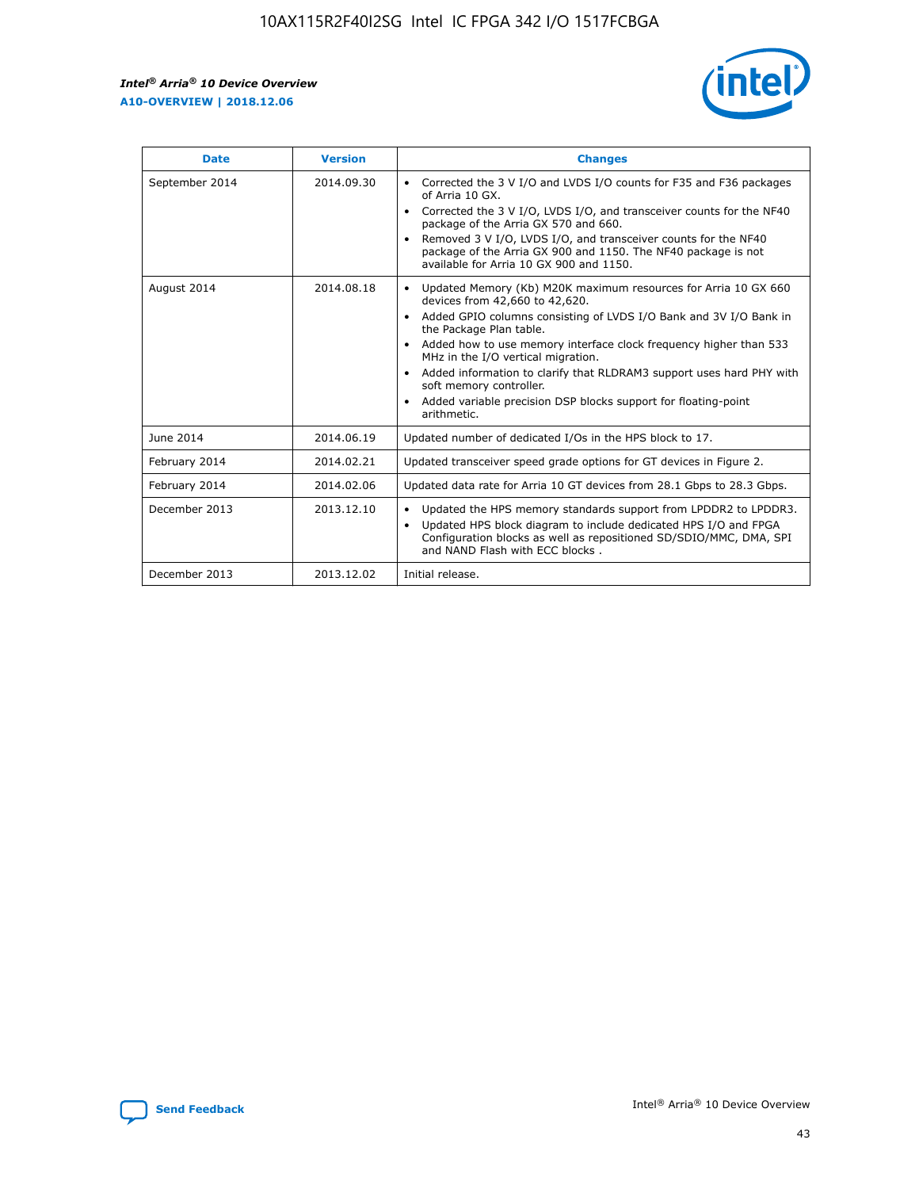| Date | Version | Changes |
|---|---|---|
| September 2014 | 2014.09.30 | • Corrected the 3 V I/O and LVDS I/O counts for F35 and F36 packages of Arria 10 GX.<br>• Corrected the 3 V I/O, LVDS I/O, and transceiver counts for the NF40 package of the Arria GX 570 and 660.<br>• Removed 3 V I/O, LVDS I/O, and transceiver counts for the NF40 package of the Arria GX 900 and 1150. The NF40 package is not available for Arria 10 GX 900 and 1150. |
| August 2014 | 2014.08.18 | • Updated Memory (Kb) M20K maximum resources for Arria 10 GX 660 devices from 42,660 to 42,620.<br>• Added GPIO columns consisting of LVDS I/O Bank and 3V I/O Bank in the Package Plan table.<br>• Added how to use memory interface clock frequency higher than 533 MHz in the I/O vertical migration.<br>• Added information to clarify that RLDRAM3 support uses hard PHY with soft memory controller.<br>• Added variable precision DSP blocks support for floating-point arithmetic. |
| June 2014 | 2014.06.19 | Updated number of dedicated I/Os in the HPS block to 17. |
| February 2014 | 2014.02.21 | Updated transceiver speed grade options for GT devices in Figure 2. |
| February 2014 | 2014.02.06 | Updated data rate for Arria 10 GT devices from 28.1 Gbps to 28.3 Gbps. |
| December 2013 | 2013.12.10 | • Updated the HPS memory standards support from LPDDR2 to LPDDR3.<br>• Updated HPS block diagram to include dedicated HPS I/O and FPGA Configuration blocks as well as repositioned SD/SDIO/MMC, DMA, SPI and NAND Flash with ECC blocks . |
| December 2013 | 2013.12.02 | Initial release. |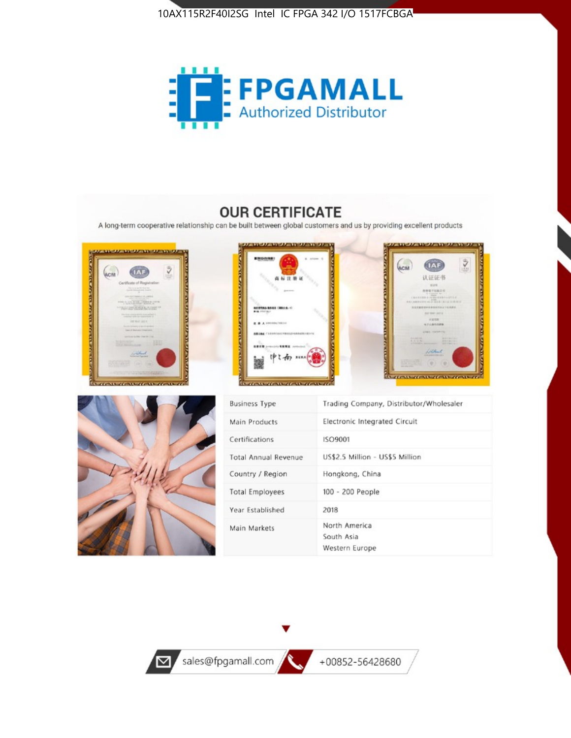FPGAMALL
Authorized Distributor

## OUR CERTIFICATE

A long-term cooperative relationship can be built between global customers and us by providing excellent products

| | |
|---|---|
| Business Type | Trading Company, Distributor/Wholesaler |
| Main Products | Electronic Integrated Circuit |
| Certifications | ISO9001 |
| Total Annual Revenue | US$2.5 Million - US$5 Million |
| Country / Region | Hongkong, China |
| Total Employees | 100 - 200 People |
| Year Established | 2018 |
| Main Markets | North America<br>South Asia<br>Western Europe |

sales@fpgamall.com

+00852-56428680